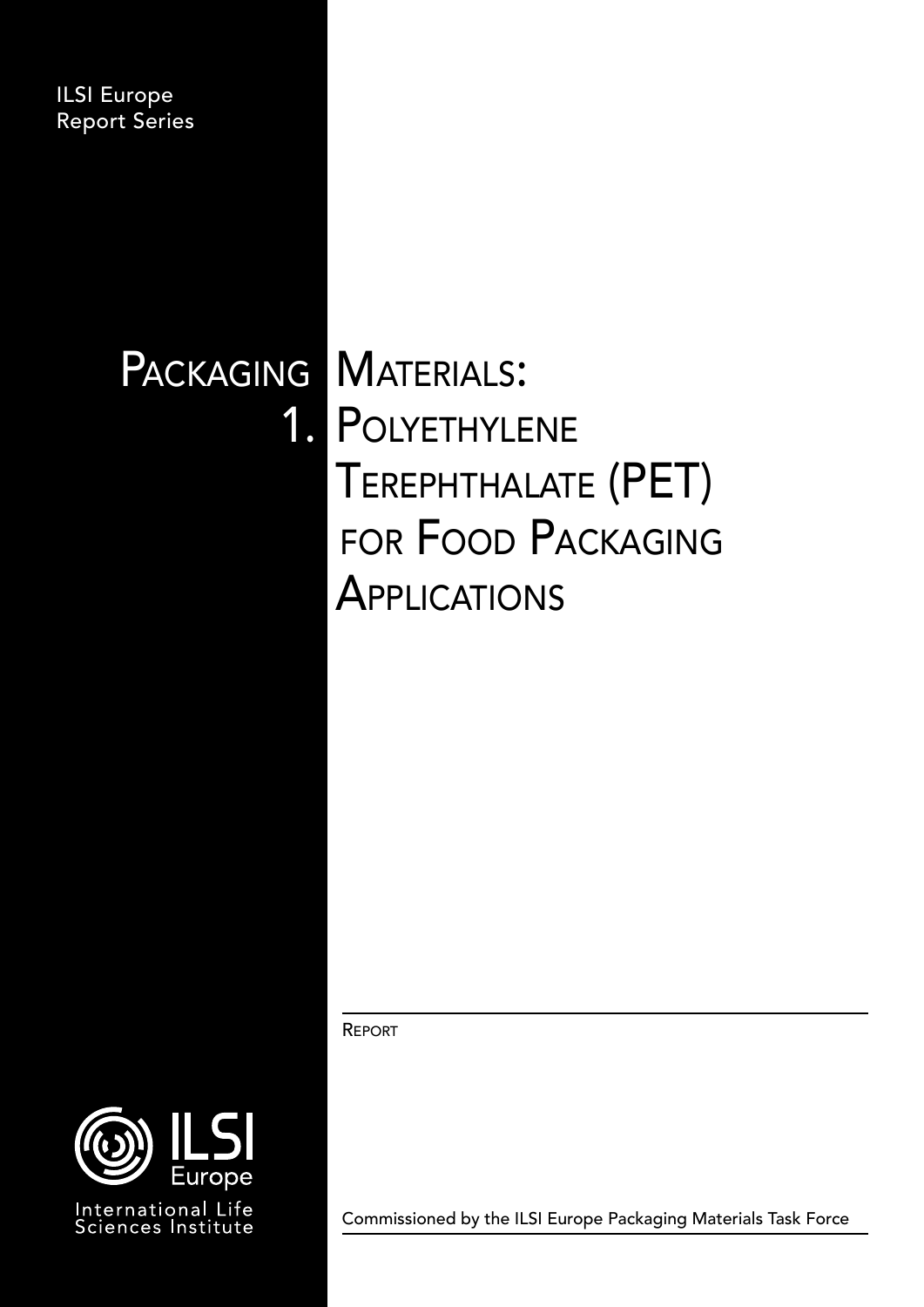ILSI Europe
Report Series

# Packaging Materials: 1. Polyethylene Terephthalate (PET) for Food Packaging Applications

Report

ILSI Europe

International Life Sciences Institute

Commissioned by the ILSI Europe Packaging Materials Task Force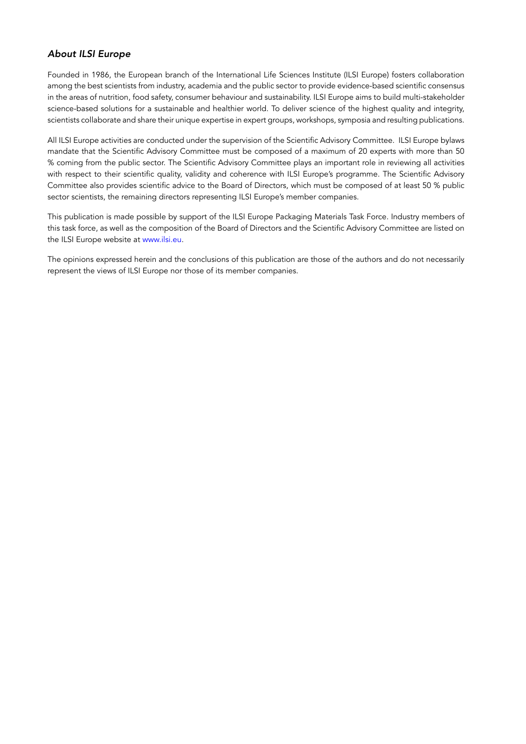## *About ILSI Europe*

Founded in 1986, the European branch of the International Life Sciences Institute (ILSI Europe) fosters collaboration among the best scientists from industry, academia and the public sector to provide evidence-based scientific consensus in the areas of nutrition, food safety, consumer behaviour and sustainability. ILSI Europe aims to build multi-stakeholder science-based solutions for a sustainable and healthier world. To deliver science of the highest quality and integrity, scientists collaborate and share their unique expertise in expert groups, workshops, symposia and resulting publications.

All ILSI Europe activities are conducted under the supervision of the Scientific Advisory Committee. ILSI Europe bylaws mandate that the Scientific Advisory Committee must be composed of a maximum of 20 experts with more than 50 % coming from the public sector. The Scientific Advisory Committee plays an important role in reviewing all activities with respect to their scientific quality, validity and coherence with ILSI Europe's programme. The Scientific Advisory Committee also provides scientific advice to the Board of Directors, which must be composed of at least 50 % public sector scientists, the remaining directors representing ILSI Europe's member companies.

This publication is made possible by support of the ILSI Europe Packaging Materials Task Force. Industry members of this task force, as well as the composition of the Board of Directors and the Scientific Advisory Committee are listed on the ILSI Europe website at www.ilsi.eu.

The opinions expressed herein and the conclusions of this publication are those of the authors and do not necessarily represent the views of ILSI Europe nor those of its member companies.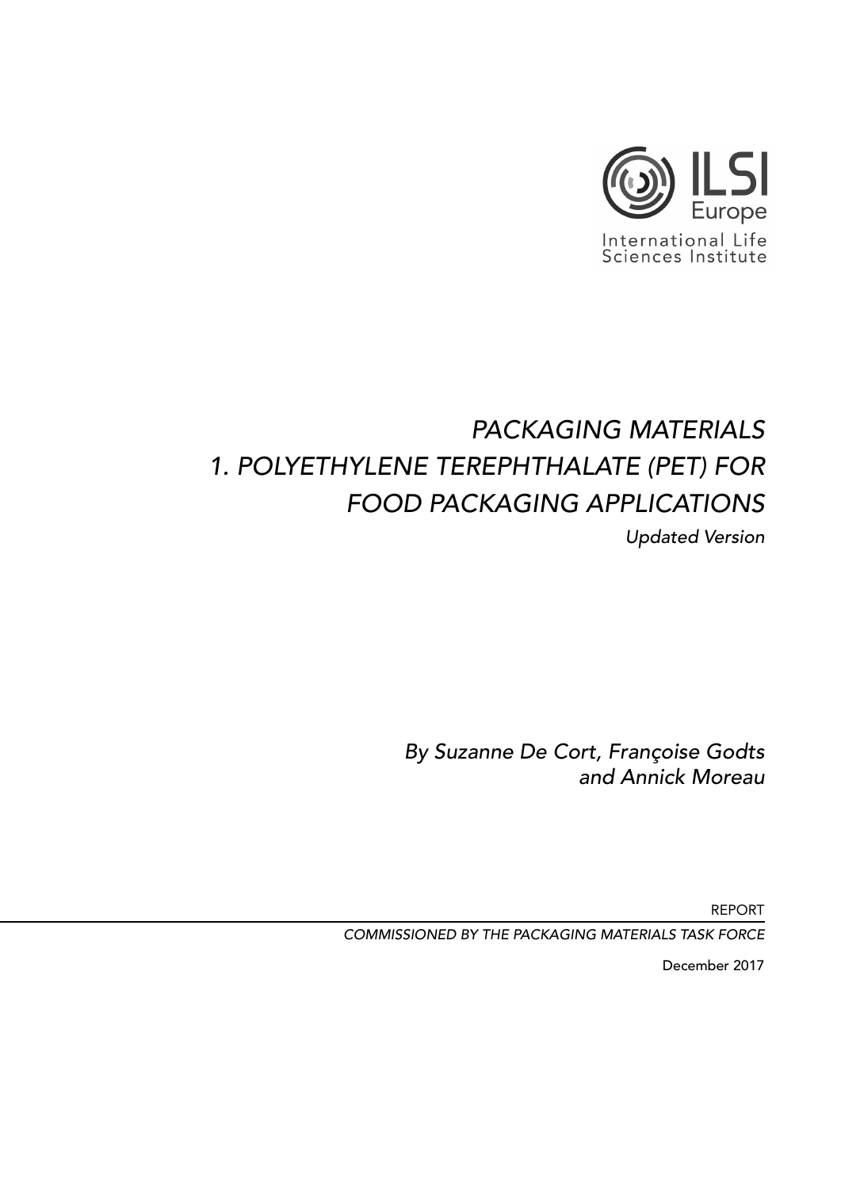ILSI Europe

International Life Sciences Institute

# *PACKAGING MATERIALS 1. POLYETHYLENE TEREPHTHALATE (PET) FOR FOOD PACKAGING APPLICATIONS*

*Updated Version*

*By Suzanne De Cort, Françoise Godts and Annick Moreau*

REPORT

*COMMISSIONED BY THE PACKAGING MATERIALS TASK FORCE*

December 2017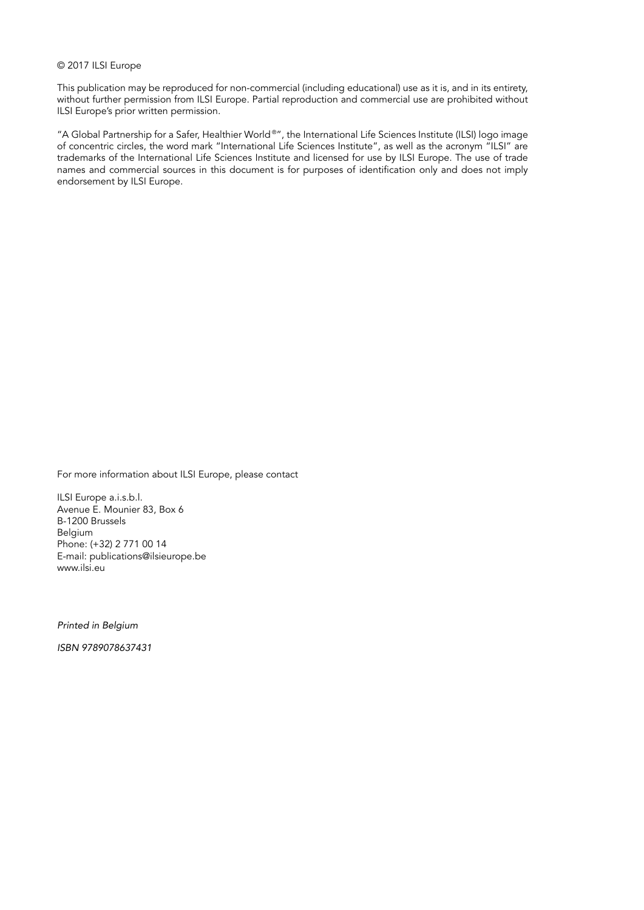© 2017 ILSI Europe

This publication may be reproduced for non-commercial (including educational) use as it is, and in its entirety, without further permission from ILSI Europe. Partial reproduction and commercial use are prohibited without ILSI Europe's prior written permission.

"A Global Partnership for a Safer, Healthier World®", the International Life Sciences Institute (ILSI) logo image of concentric circles, the word mark "International Life Sciences Institute", as well as the acronym "ILSI" are trademarks of the International Life Sciences Institute and licensed for use by ILSI Europe. The use of trade names and commercial sources in this document is for purposes of identification only and does not imply endorsement by ILSI Europe.

For more information about ILSI Europe, please contact

ILSI Europe a.i.s.b.l.
Avenue E. Mounier 83, Box 6
B-1200 Brussels
Belgium
Phone: (+32) 2 771 00 14
E-mail: publications@ilsieurope.be
www.ilsi.eu

*Printed in Belgium*

*ISBN 9789078637431*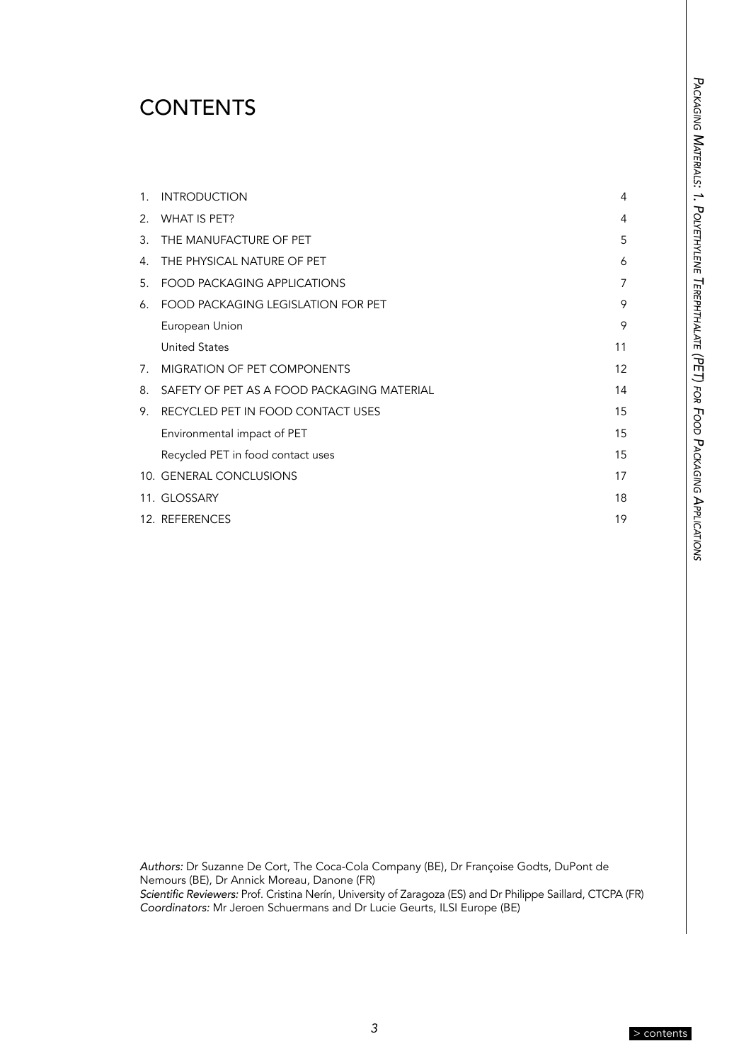# CONTENTS

| | | |
|---|---|---|
| 1. | INTRODUCTION | 4 |
| 2. | WHAT IS PET? | 4 |
| 3. | THE MANUFACTURE OF PET | 5 |
| 4. | THE PHYSICAL NATURE OF PET | 6 |
| 5. | FOOD PACKAGING APPLICATIONS | 7 |
| 6. | FOOD PACKAGING LEGISLATION FOR PET | 9 |
| | European Union | 9 |
| | United States | 11 |
| 7. | MIGRATION OF PET COMPONENTS | 12 |
| 8. | SAFETY OF PET AS A FOOD PACKAGING MATERIAL | 14 |
| 9. | RECYCLED PET IN FOOD CONTACT USES | 15 |
| | Environmental impact of PET | 15 |
| | Recycled PET in food contact uses | 15 |
| 10. | GENERAL CONCLUSIONS | 17 |
| 11. | GLOSSARY | 18 |
| 12. | REFERENCES | 19 |

*Authors:* Dr Suzanne De Cort, The Coca-Cola Company (BE), Dr Françoise Godts, DuPont de Nemours (BE), Dr Annick Moreau, Danone (FR)
*Scientific Reviewers:* Prof. Cristina Nerín, University of Zaragoza (ES) and Dr Philippe Saillard, CTCPA (FR)
*Coordinators:* Mr Jeroen Schuermans and Dr Lucie Geurts, ILSI Europe (BE)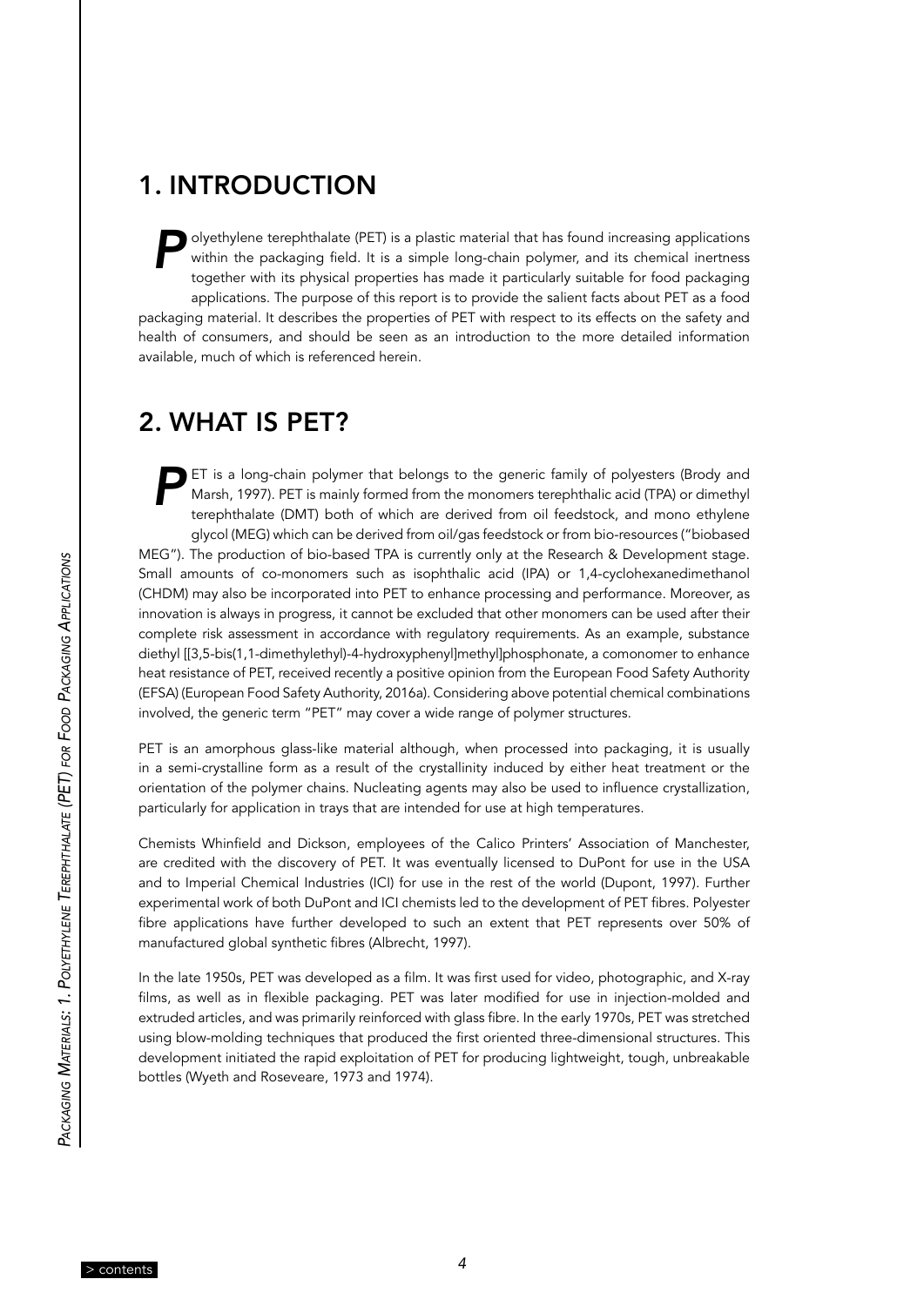## 1. INTRODUCTION

Polyethylene terephthalate (PET) is a plastic material that has found increasing applications within the packaging field. It is a simple long-chain polymer, and its chemical inertness together with its physical properties has made it particularly suitable for food packaging applications. The purpose of this report is to provide the salient facts about PET as a food packaging material. It describes the properties of PET with respect to its effects on the safety and health of consumers, and should be seen as an introduction to the more detailed information available, much of which is referenced herein.

## 2. WHAT IS PET?

PET is a long-chain polymer that belongs to the generic family of polyesters (Brody and Marsh, 1997). PET is mainly formed from the monomers terephthalic acid (TPA) or dimethyl terephthalate (DMT) both of which are derived from oil feedstock, and mono ethylene glycol (MEG) which can be derived from oil/gas feedstock or from bio-resources ("biobased MEG"). The production of bio-based TPA is currently only at the Research & Development stage. Small amounts of co-monomers such as isophthalic acid (IPA) or 1,4-cyclohexanedimethanol (CHDM) may also be incorporated into PET to enhance processing and performance. Moreover, as innovation is always in progress, it cannot be excluded that other monomers can be used after their complete risk assessment in accordance with regulatory requirements. As an example, substance diethyl [[3,5-bis(1,1-dimethylethyl)-4-hydroxyphenyl]methyl]phosphonate, a comonomer to enhance heat resistance of PET, received recently a positive opinion from the European Food Safety Authority (EFSA) (European Food Safety Authority, 2016a). Considering above potential chemical combinations involved, the generic term "PET" may cover a wide range of polymer structures.

PET is an amorphous glass-like material although, when processed into packaging, it is usually in a semi-crystalline form as a result of the crystallinity induced by either heat treatment or the orientation of the polymer chains. Nucleating agents may also be used to influence crystallization, particularly for application in trays that are intended for use at high temperatures.

Chemists Whinfield and Dickson, employees of the Calico Printers' Association of Manchester, are credited with the discovery of PET. It was eventually licensed to DuPont for use in the USA and to Imperial Chemical Industries (ICI) for use in the rest of the world (Dupont, 1997). Further experimental work of both DuPont and ICI chemists led to the development of PET fibres. Polyester fibre applications have further developed to such an extent that PET represents over 50% of manufactured global synthetic fibres (Albrecht, 1997).

In the late 1950s, PET was developed as a film. It was first used for video, photographic, and X-ray films, as well as in flexible packaging. PET was later modified for use in injection-molded and extruded articles, and was primarily reinforced with glass fibre. In the early 1970s, PET was stretched using blow-molding techniques that produced the first oriented three-dimensional structures. This development initiated the rapid exploitation of PET for producing lightweight, tough, unbreakable bottles (Wyeth and Roseveare, 1973 and 1974).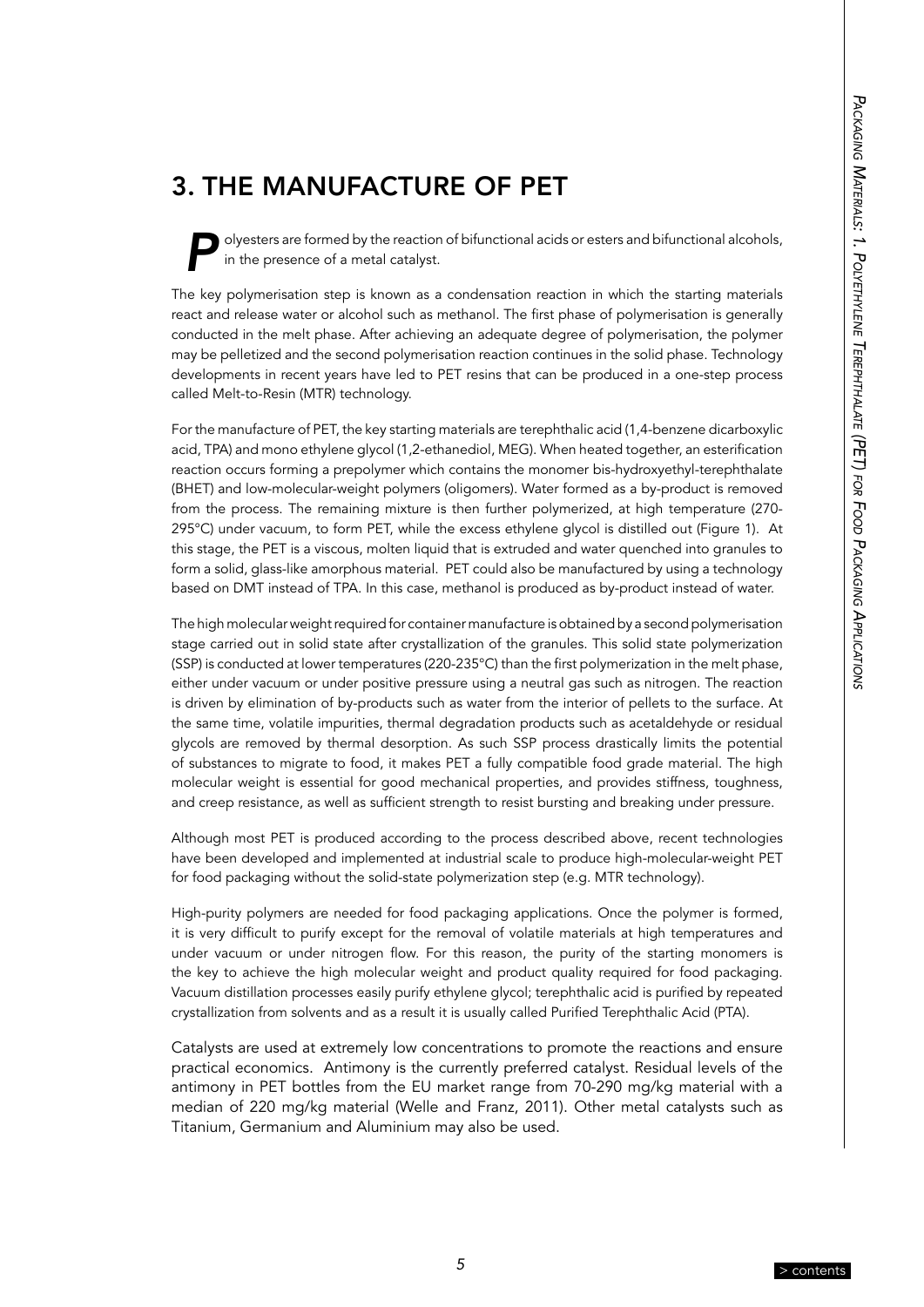# 3. THE MANUFACTURE OF PET

Polyesters are formed by the reaction of bifunctional acids or esters and bifunctional alcohols, in the presence of a metal catalyst.

The key polymerisation step is known as a condensation reaction in which the starting materials react and release water or alcohol such as methanol. The first phase of polymerisation is generally conducted in the melt phase. After achieving an adequate degree of polymerisation, the polymer may be pelletized and the second polymerisation reaction continues in the solid phase. Technology developments in recent years have led to PET resins that can be produced in a one-step process called Melt-to-Resin (MTR) technology.

For the manufacture of PET, the key starting materials are terephthalic acid (1,4-benzene dicarboxylic acid, TPA) and mono ethylene glycol (1,2-ethanediol, MEG). When heated together, an esterification reaction occurs forming a prepolymer which contains the monomer bis-hydroxyethyl-terephthalate (BHET) and low-molecular-weight polymers (oligomers). Water formed as a by-product is removed from the process. The remaining mixture is then further polymerized, at high temperature (270-295°C) under vacuum, to form PET, while the excess ethylene glycol is distilled out (Figure 1). At this stage, the PET is a viscous, molten liquid that is extruded and water quenched into granules to form a solid, glass-like amorphous material. PET could also be manufactured by using a technology based on DMT instead of TPA. In this case, methanol is produced as by-product instead of water.

The high molecular weight required for container manufacture is obtained by a second polymerisation stage carried out in solid state after crystallization of the granules. This solid state polymerization (SSP) is conducted at lower temperatures (220-235°C) than the first polymerization in the melt phase, either under vacuum or under positive pressure using a neutral gas such as nitrogen. The reaction is driven by elimination of by-products such as water from the interior of pellets to the surface. At the same time, volatile impurities, thermal degradation products such as acetaldehyde or residual glycols are removed by thermal desorption. As such SSP process drastically limits the potential of substances to migrate to food, it makes PET a fully compatible food grade material. The high molecular weight is essential for good mechanical properties, and provides stiffness, toughness, and creep resistance, as well as sufficient strength to resist bursting and breaking under pressure.

Although most PET is produced according to the process described above, recent technologies have been developed and implemented at industrial scale to produce high-molecular-weight PET for food packaging without the solid-state polymerization step (e.g. MTR technology).

High-purity polymers are needed for food packaging applications. Once the polymer is formed, it is very difficult to purify except for the removal of volatile materials at high temperatures and under vacuum or under nitrogen flow. For this reason, the purity of the starting monomers is the key to achieve the high molecular weight and product quality required for food packaging. Vacuum distillation processes easily purify ethylene glycol; terephthalic acid is purified by repeated crystallization from solvents and as a result it is usually called Purified Terephthalic Acid (PTA).

Catalysts are used at extremely low concentrations to promote the reactions and ensure practical economics. Antimony is the currently preferred catalyst. Residual levels of the antimony in PET bottles from the EU market range from 70-290 mg/kg material with a median of 220 mg/kg material (Welle and Franz, 2011). Other metal catalysts such as Titanium, Germanium and Aluminium may also be used.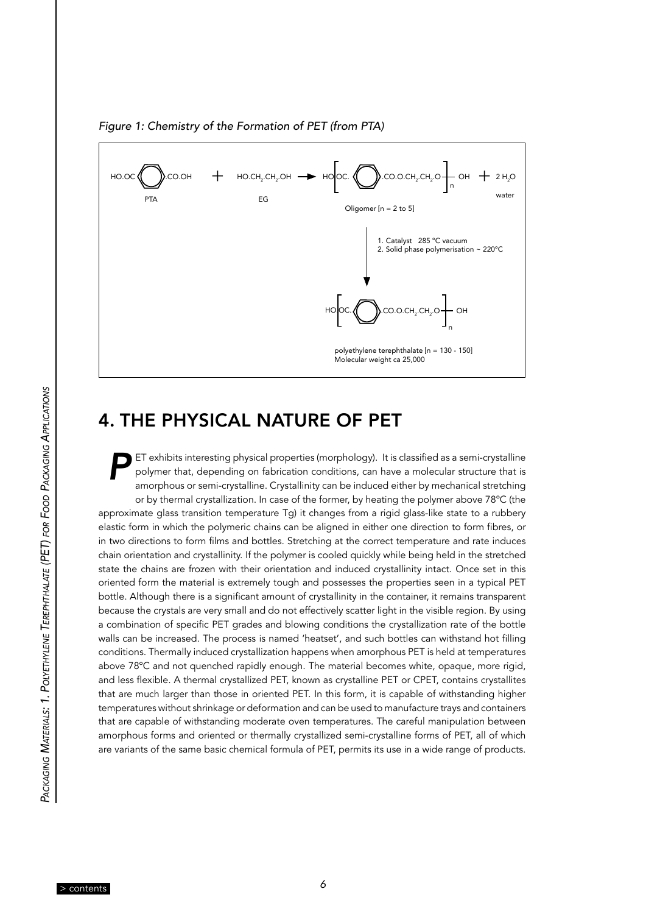*Figure 1: Chemistry of the Formation of PET (from PTA)*

$$HO.OC\text{-}C_6H_4\text{-}CO.OH \;(\text{PTA}) + HO.CH_2.CH_2.OH \;(\text{EG}) \rightarrow HO\left[OC\text{-}C_6H_4\text{-}CO.O.CH_2.CH_2.O\right]_n OH + 2\,H_2O \;(\text{water})$$

Oligomer [n = 2 to 5]

1. Catalyst 285 °C vacuum
2. Solid phase polymerisation ~ 220°C

$$HO\left[OC\text{-}C_6H_4\text{-}CO.O.CH_2.CH_2.O\right]_n OH$$

polyethylene terephthalate [n = 130 - 150]
Molecular weight ca 25,000

# 4. THE PHYSICAL NATURE OF PET

PET exhibits interesting physical properties (morphology). It is classified as a semi-crystalline polymer that, depending on fabrication conditions, can have a molecular structure that is amorphous or semi-crystalline. Crystallinity can be induced either by mechanical stretching or by thermal crystallization. In case of the former, by heating the polymer above 78°C (the approximate glass transition temperature Tg) it changes from a rigid glass-like state to a rubbery elastic form in which the polymeric chains can be aligned in either one direction to form fibres, or in two directions to form films and bottles. Stretching at the correct temperature and rate induces chain orientation and crystallinity. If the polymer is cooled quickly while being held in the stretched state the chains are frozen with their orientation and induced crystallinity intact. Once set in this oriented form the material is extremely tough and possesses the properties seen in a typical PET bottle. Although there is a significant amount of crystallinity in the container, it remains transparent because the crystals are very small and do not effectively scatter light in the visible region. By using a combination of specific PET grades and blowing conditions the crystallization rate of the bottle walls can be increased. The process is named 'heatset', and such bottles can withstand hot filling conditions. Thermally induced crystallization happens when amorphous PET is held at temperatures above 78°C and not quenched rapidly enough. The material becomes white, opaque, more rigid, and less flexible. A thermal crystallized PET, known as crystalline PET or CPET, contains crystallites that are much larger than those in oriented PET. In this form, it is capable of withstanding higher temperatures without shrinkage or deformation and can be used to manufacture trays and containers that are capable of withstanding moderate oven temperatures. The careful manipulation between amorphous forms and oriented or thermally crystallized semi-crystalline forms of PET, all of which are variants of the same basic chemical formula of PET, permits its use in a wide range of products.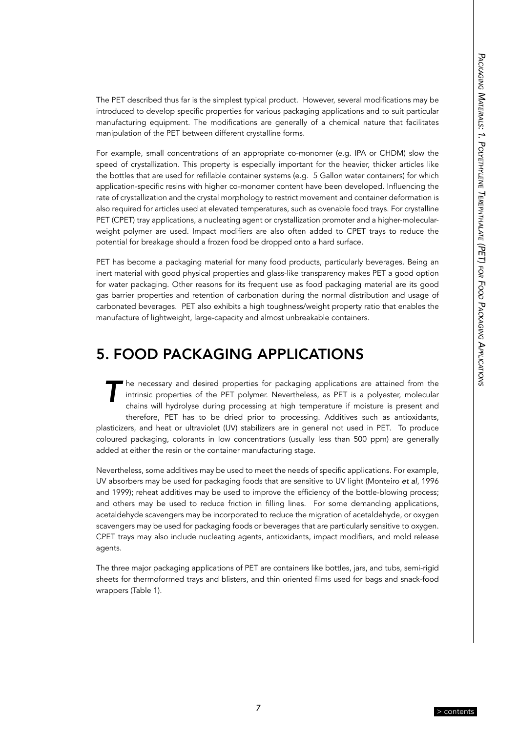The PET described thus far is the simplest typical product. However, several modifications may be introduced to develop specific properties for various packaging applications and to suit particular manufacturing equipment. The modifications are generally of a chemical nature that facilitates manipulation of the PET between different crystalline forms.

For example, small concentrations of an appropriate co-monomer (e.g. IPA or CHDM) slow the speed of crystallization. This property is especially important for the heavier, thicker articles like the bottles that are used for refillable container systems (e.g. 5 Gallon water containers) for which application-specific resins with higher co-monomer content have been developed. Influencing the rate of crystallization and the crystal morphology to restrict movement and container deformation is also required for articles used at elevated temperatures, such as ovenable food trays. For crystalline PET (CPET) tray applications, a nucleating agent or crystallization promoter and a higher-molecular-weight polymer are used. Impact modifiers are also often added to CPET trays to reduce the potential for breakage should a frozen food be dropped onto a hard surface.

PET has become a packaging material for many food products, particularly beverages. Being an inert material with good physical properties and glass-like transparency makes PET a good option for water packaging. Other reasons for its frequent use as food packaging material are its good gas barrier properties and retention of carbonation during the normal distribution and usage of carbonated beverages. PET also exhibits a high toughness/weight property ratio that enables the manufacture of lightweight, large-capacity and almost unbreakable containers.

# 5. FOOD PACKAGING APPLICATIONS

The necessary and desired properties for packaging applications are attained from the intrinsic properties of the PET polymer. Nevertheless, as PET is a polyester, molecular chains will hydrolyse during processing at high temperature if moisture is present and therefore, PET has to be dried prior to processing. Additives such as antioxidants, plasticizers, and heat or ultraviolet (UV) stabilizers are in general not used in PET. To produce coloured packaging, colorants in low concentrations (usually less than 500 ppm) are generally added at either the resin or the container manufacturing stage.

Nevertheless, some additives may be used to meet the needs of specific applications. For example, UV absorbers may be used for packaging foods that are sensitive to UV light (Monteiro *et al*, 1996 and 1999); reheat additives may be used to improve the efficiency of the bottle-blowing process; and others may be used to reduce friction in filling lines. For some demanding applications, acetaldehyde scavengers may be incorporated to reduce the migration of acetaldehyde, or oxygen scavengers may be used for packaging foods or beverages that are particularly sensitive to oxygen. CPET trays may also include nucleating agents, antioxidants, impact modifiers, and mold release agents.

The three major packaging applications of PET are containers like bottles, jars, and tubs, semi-rigid sheets for thermoformed trays and blisters, and thin oriented films used for bags and snack-food wrappers (Table 1).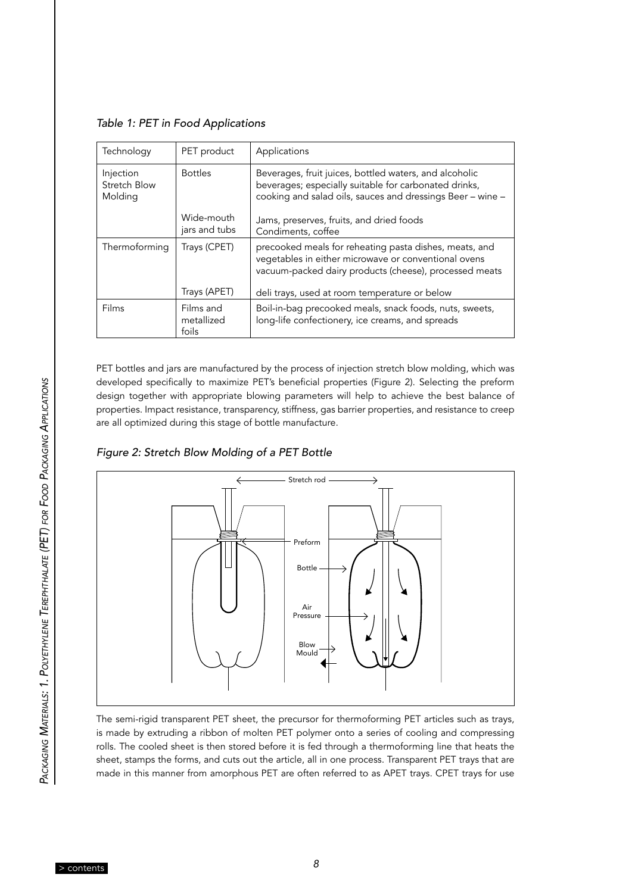*Table 1: PET in Food Applications*

| Technology | PET product | Applications |
|---|---|---|
| Injection Stretch Blow Molding | Bottles | Beverages, fruit juices, bottled waters, and alcoholic beverages; especially suitable for carbonated drinks, cooking and salad oils, sauces and dressings Beer – wine – |
| | Wide-mouth jars and tubs | Jams, preserves, fruits, and dried foods Condiments, coffee |
| Thermoforming | Trays (CPET) | precooked meals for reheating pasta dishes, meats, and vegetables in either microwave or conventional ovens vacuum-packed dairy products (cheese), processed meats |
| | Trays (APET) | deli trays, used at room temperature or below |
| Films | Films and metallized foils | Boil-in-bag precooked meals, snack foods, nuts, sweets, long-life confectionery, ice creams, and spreads |

PET bottles and jars are manufactured by the process of injection stretch blow molding, which was developed specifically to maximize PET's beneficial properties (Figure 2). Selecting the preform design together with appropriate blowing parameters will help to achieve the best balance of properties. Impact resistance, transparency, stiffness, gas barrier properties, and resistance to creep are all optimized during this stage of bottle manufacture.

*Figure 2: Stretch Blow Molding of a PET Bottle*

Stretch rod

Preform

Bottle

Air Pressure

Blow Mould

The semi-rigid transparent PET sheet, the precursor for thermoforming PET articles such as trays, is made by extruding a ribbon of molten PET polymer onto a series of cooling and compressing rolls. The cooled sheet is then stored before it is fed through a thermoforming line that heats the sheet, stamps the forms, and cuts out the article, all in one process. Transparent PET trays that are made in this manner from amorphous PET are often referred to as APET trays. CPET trays for use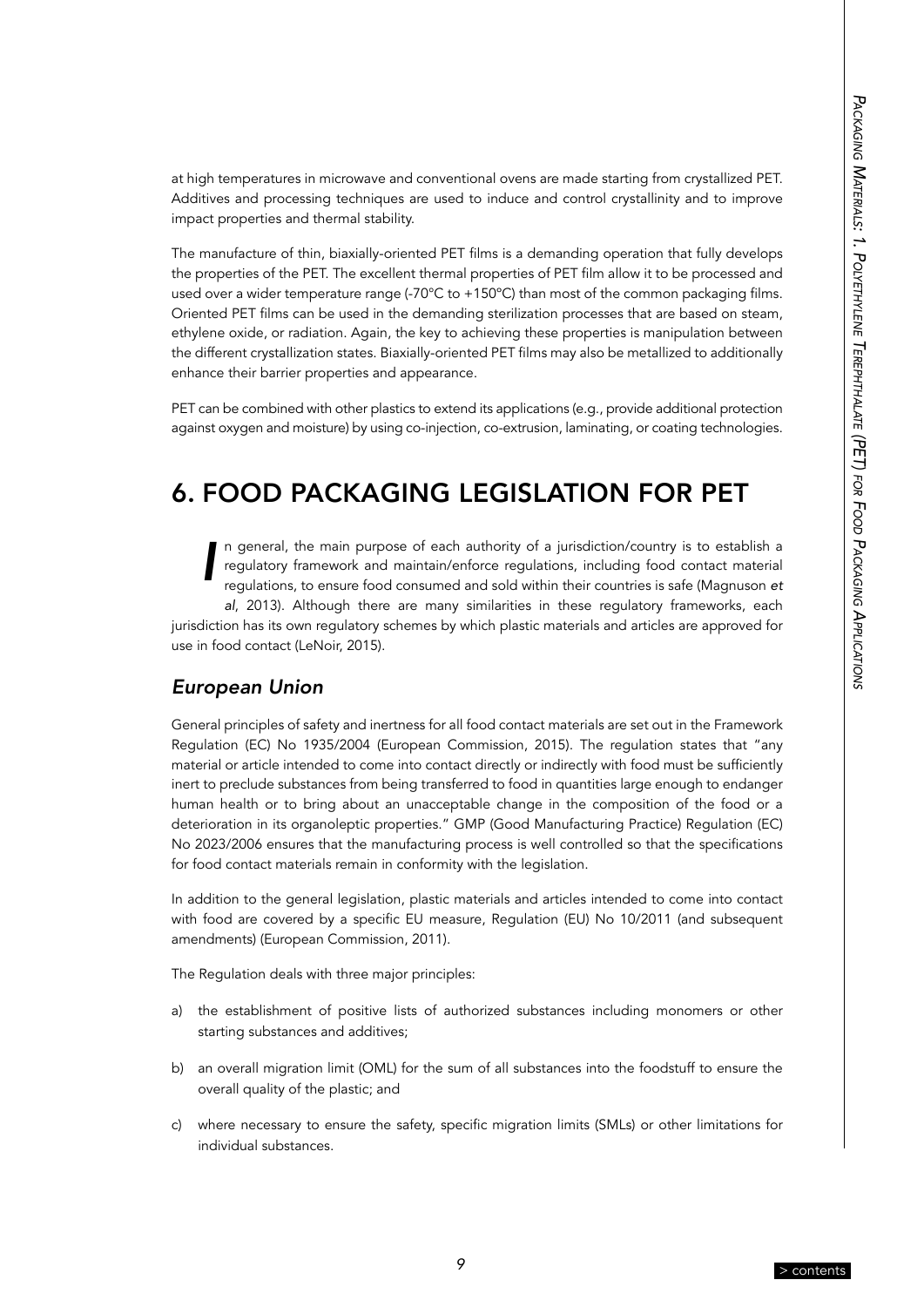at high temperatures in microwave and conventional ovens are made starting from crystallized PET. Additives and processing techniques are used to induce and control crystallinity and to improve impact properties and thermal stability.

The manufacture of thin, biaxially-oriented PET films is a demanding operation that fully develops the properties of the PET. The excellent thermal properties of PET film allow it to be processed and used over a wider temperature range (-70°C to +150°C) than most of the common packaging films. Oriented PET films can be used in the demanding sterilization processes that are based on steam, ethylene oxide, or radiation. Again, the key to achieving these properties is manipulation between the different crystallization states. Biaxially-oriented PET films may also be metallized to additionally enhance their barrier properties and appearance.

PET can be combined with other plastics to extend its applications (e.g., provide additional protection against oxygen and moisture) by using co-injection, co-extrusion, laminating, or coating technologies.

# 6. FOOD PACKAGING LEGISLATION FOR PET

In general, the main purpose of each authority of a jurisdiction/country is to establish a regulatory framework and maintain/enforce regulations, including food contact material regulations, to ensure food consumed and sold within their countries is safe (Magnuson *et al*, 2013). Although there are many similarities in these regulatory frameworks, each jurisdiction has its own regulatory schemes by which plastic materials and articles are approved for use in food contact (LeNoir, 2015).

## *European Union*

General principles of safety and inertness for all food contact materials are set out in the Framework Regulation (EC) No 1935/2004 (European Commission, 2015). The regulation states that "any material or article intended to come into contact directly or indirectly with food must be sufficiently inert to preclude substances from being transferred to food in quantities large enough to endanger human health or to bring about an unacceptable change in the composition of the food or a deterioration in its organoleptic properties." GMP (Good Manufacturing Practice) Regulation (EC) No 2023/2006 ensures that the manufacturing process is well controlled so that the specifications for food contact materials remain in conformity with the legislation.

In addition to the general legislation, plastic materials and articles intended to come into contact with food are covered by a specific EU measure, Regulation (EU) No 10/2011 (and subsequent amendments) (European Commission, 2011).

The Regulation deals with three major principles:

a) the establishment of positive lists of authorized substances including monomers or other starting substances and additives;

b) an overall migration limit (OML) for the sum of all substances into the foodstuff to ensure the overall quality of the plastic; and

c) where necessary to ensure the safety, specific migration limits (SMLs) or other limitations for individual substances.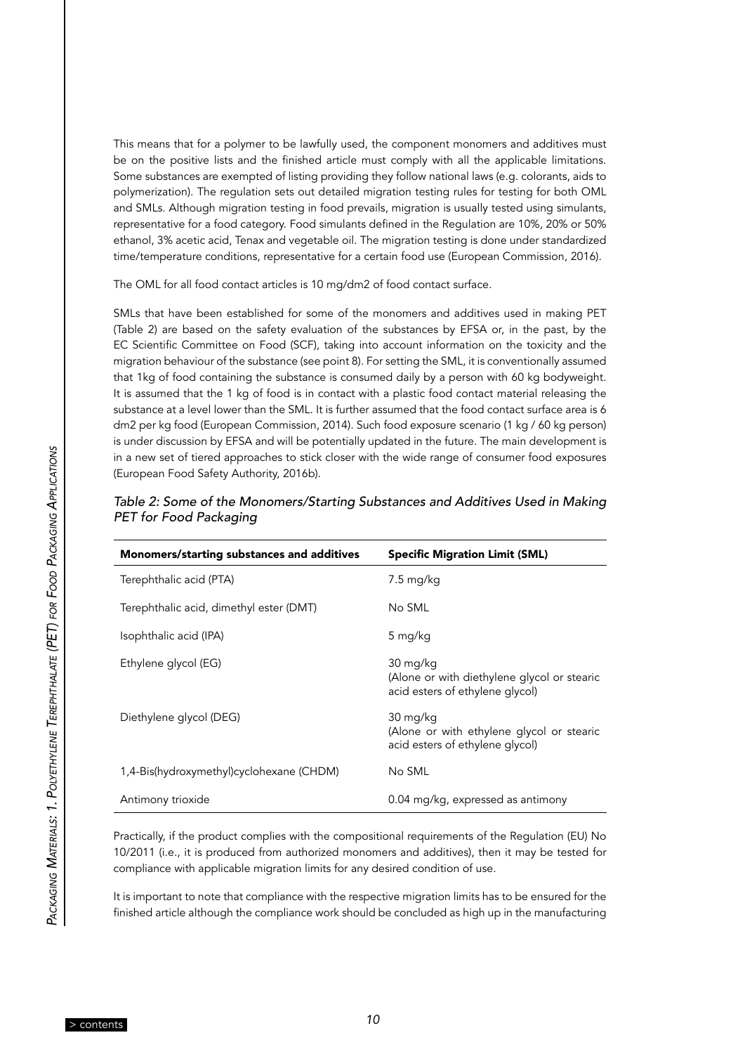This means that for a polymer to be lawfully used, the component monomers and additives must be on the positive lists and the finished article must comply with all the applicable limitations. Some substances are exempted of listing providing they follow national laws (e.g. colorants, aids to polymerization). The regulation sets out detailed migration testing rules for testing for both OML and SMLs. Although migration testing in food prevails, migration is usually tested using simulants, representative for a food category. Food simulants defined in the Regulation are 10%, 20% or 50% ethanol, 3% acetic acid, Tenax and vegetable oil. The migration testing is done under standardized time/temperature conditions, representative for a certain food use (European Commission, 2016).

The OML for all food contact articles is 10 mg/dm2 of food contact surface.

SMLs that have been established for some of the monomers and additives used in making PET (Table 2) are based on the safety evaluation of the substances by EFSA or, in the past, by the EC Scientific Committee on Food (SCF), taking into account information on the toxicity and the migration behaviour of the substance (see point 8). For setting the SML, it is conventionally assumed that 1kg of food containing the substance is consumed daily by a person with 60 kg bodyweight. It is assumed that the 1 kg of food is in contact with a plastic food contact material releasing the substance at a level lower than the SML. It is further assumed that the food contact surface area is 6 dm2 per kg food (European Commission, 2014). Such food exposure scenario (1 kg / 60 kg person) is under discussion by EFSA and will be potentially updated in the future. The main development is in a new set of tiered approaches to stick closer with the wide range of consumer food exposures (European Food Safety Authority, 2016b).

*Table 2: Some of the Monomers/Starting Substances and Additives Used in Making PET for Food Packaging*

| Monomers/starting substances and additives | Specific Migration Limit (SML) |
|---|---|
| Terephthalic acid (PTA) | 7.5 mg/kg |
| Terephthalic acid, dimethyl ester (DMT) | No SML |
| Isophthalic acid (IPA) | 5 mg/kg |
| Ethylene glycol (EG) | 30 mg/kg (Alone or with diethylene glycol or stearic acid esters of ethylene glycol) |
| Diethylene glycol (DEG) | 30 mg/kg (Alone or with ethylene glycol or stearic acid esters of ethylene glycol) |
| 1,4-Bis(hydroxymethyl)cyclohexane (CHDM) | No SML |
| Antimony trioxide | 0.04 mg/kg, expressed as antimony |

Practically, if the product complies with the compositional requirements of the Regulation (EU) No 10/2011 (i.e., it is produced from authorized monomers and additives), then it may be tested for compliance with applicable migration limits for any desired condition of use.

It is important to note that compliance with the respective migration limits has to be ensured for the finished article although the compliance work should be concluded as high up in the manufacturing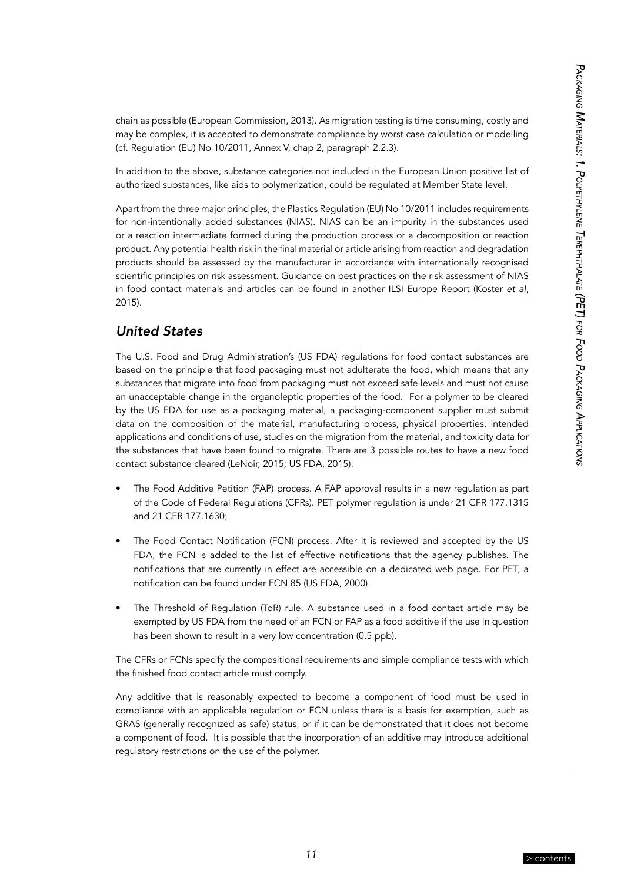chain as possible (European Commission, 2013). As migration testing is time consuming, costly and may be complex, it is accepted to demonstrate compliance by worst case calculation or modelling (cf. Regulation (EU) No 10/2011, Annex V, chap 2, paragraph 2.2.3).

In addition to the above, substance categories not included in the European Union positive list of authorized substances, like aids to polymerization, could be regulated at Member State level.

Apart from the three major principles, the Plastics Regulation (EU) No 10/2011 includes requirements for non-intentionally added substances (NIAS). NIAS can be an impurity in the substances used or a reaction intermediate formed during the production process or a decomposition or reaction product. Any potential health risk in the final material or article arising from reaction and degradation products should be assessed by the manufacturer in accordance with internationally recognised scientific principles on risk assessment. Guidance on best practices on the risk assessment of NIAS in food contact materials and articles can be found in another ILSI Europe Report (Koster *et al*, 2015).

## *United States*

The U.S. Food and Drug Administration's (US FDA) regulations for food contact substances are based on the principle that food packaging must not adulterate the food, which means that any substances that migrate into food from packaging must not exceed safe levels and must not cause an unacceptable change in the organoleptic properties of the food. For a polymer to be cleared by the US FDA for use as a packaging material, a packaging-component supplier must submit data on the composition of the material, manufacturing process, physical properties, intended applications and conditions of use, studies on the migration from the material, and toxicity data for the substances that have been found to migrate. There are 3 possible routes to have a new food contact substance cleared (LeNoir, 2015; US FDA, 2015):

- The Food Additive Petition (FAP) process. A FAP approval results in a new regulation as part of the Code of Federal Regulations (CFRs). PET polymer regulation is under 21 CFR 177.1315 and 21 CFR 177.1630;
- The Food Contact Notification (FCN) process. After it is reviewed and accepted by the US FDA, the FCN is added to the list of effective notifications that the agency publishes. The notifications that are currently in effect are accessible on a dedicated web page. For PET, a notification can be found under FCN 85 (US FDA, 2000).
- The Threshold of Regulation (ToR) rule. A substance used in a food contact article may be exempted by US FDA from the need of an FCN or FAP as a food additive if the use in question has been shown to result in a very low concentration (0.5 ppb).

The CFRs or FCNs specify the compositional requirements and simple compliance tests with which the finished food contact article must comply.

Any additive that is reasonably expected to become a component of food must be used in compliance with an applicable regulation or FCN unless there is a basis for exemption, such as GRAS (generally recognized as safe) status, or if it can be demonstrated that it does not become a component of food. It is possible that the incorporation of an additive may introduce additional regulatory restrictions on the use of the polymer.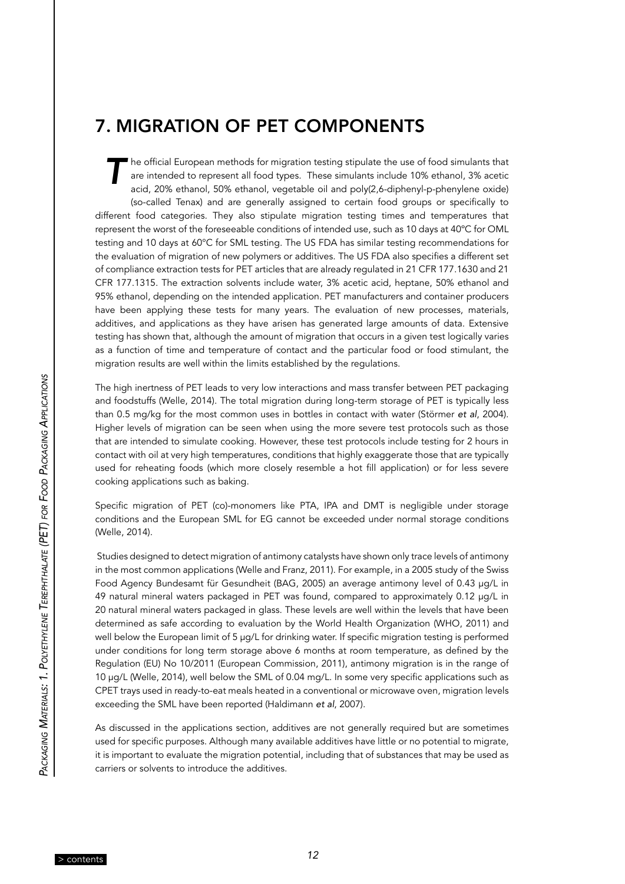# 7. MIGRATION OF PET COMPONENTS

The official European methods for migration testing stipulate the use of food simulants that are intended to represent all food types. These simulants include 10% ethanol, 3% acetic acid, 20% ethanol, 50% ethanol, vegetable oil and poly(2,6-diphenyl-p-phenylene oxide) (so-called Tenax) and are generally assigned to certain food groups or specifically to different food categories. They also stipulate migration testing times and temperatures that represent the worst of the foreseeable conditions of intended use, such as 10 days at 40°C for OML testing and 10 days at 60°C for SML testing. The US FDA has similar testing recommendations for the evaluation of migration of new polymers or additives. The US FDA also specifies a different set of compliance extraction tests for PET articles that are already regulated in 21 CFR 177.1630 and 21 CFR 177.1315. The extraction solvents include water, 3% acetic acid, heptane, 50% ethanol and 95% ethanol, depending on the intended application. PET manufacturers and container producers have been applying these tests for many years. The evaluation of new processes, materials, additives, and applications as they have arisen has generated large amounts of data. Extensive testing has shown that, although the amount of migration that occurs in a given test logically varies as a function of time and temperature of contact and the particular food or food stimulant, the migration results are well within the limits established by the regulations.

The high inertness of PET leads to very low interactions and mass transfer between PET packaging and foodstuffs (Welle, 2014). The total migration during long-term storage of PET is typically less than 0.5 mg/kg for the most common uses in bottles in contact with water (Störmer *et al*, 2004). Higher levels of migration can be seen when using the more severe test protocols such as those that are intended to simulate cooking. However, these test protocols include testing for 2 hours in contact with oil at very high temperatures, conditions that highly exaggerate those that are typically used for reheating foods (which more closely resemble a hot fill application) or for less severe cooking applications such as baking.

Specific migration of PET (co)-monomers like PTA, IPA and DMT is negligible under storage conditions and the European SML for EG cannot be exceeded under normal storage conditions (Welle, 2014).

Studies designed to detect migration of antimony catalysts have shown only trace levels of antimony in the most common applications (Welle and Franz, 2011). For example, in a 2005 study of the Swiss Food Agency Bundesamt für Gesundheit (BAG, 2005) an average antimony level of 0.43 µg/L in 49 natural mineral waters packaged in PET was found, compared to approximately 0.12 µg/L in 20 natural mineral waters packaged in glass. These levels are well within the levels that have been determined as safe according to evaluation by the World Health Organization (WHO, 2011) and well below the European limit of 5 µg/L for drinking water. If specific migration testing is performed under conditions for long term storage above 6 months at room temperature, as defined by the Regulation (EU) No 10/2011 (European Commission, 2011), antimony migration is in the range of 10 µg/L (Welle, 2014), well below the SML of 0.04 mg/L. In some very specific applications such as CPET trays used in ready-to-eat meals heated in a conventional or microwave oven, migration levels exceeding the SML have been reported (Haldimann *et al*, 2007).

As discussed in the applications section, additives are not generally required but are sometimes used for specific purposes. Although many available additives have little or no potential to migrate, it is important to evaluate the migration potential, including that of substances that may be used as carriers or solvents to introduce the additives.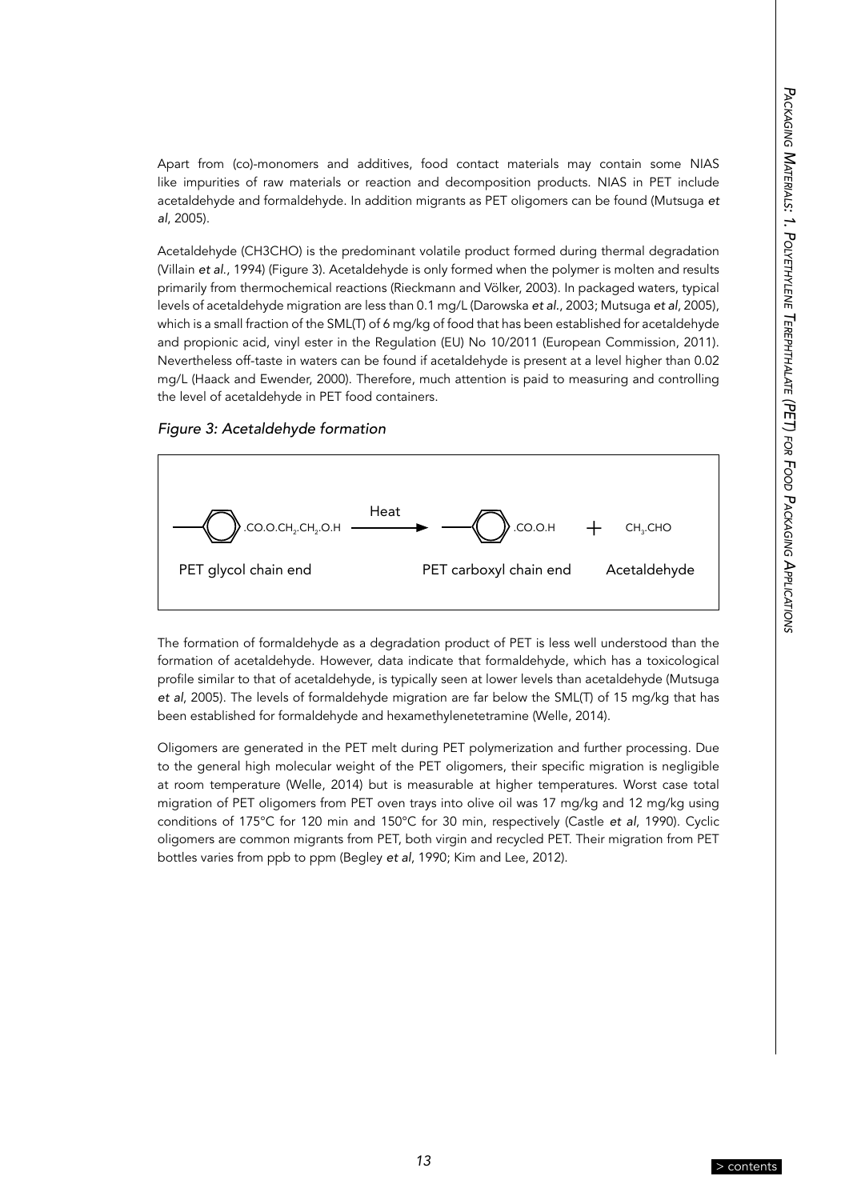Apart from (co)-monomers and additives, food contact materials may contain some NIAS like impurities of raw materials or reaction and decomposition products. NIAS in PET include acetaldehyde and formaldehyde. In addition migrants as PET oligomers can be found (Mutsuga *et al*, 2005).

Acetaldehyde (CH3CHO) is the predominant volatile product formed during thermal degradation (Villain *et al.*, 1994) (Figure 3). Acetaldehyde is only formed when the polymer is molten and results primarily from thermochemical reactions (Rieckmann and Völker, 2003). In packaged waters, typical levels of acetaldehyde migration are less than 0.1 mg/L (Darowska *et al.*, 2003; Mutsuga *et al*, 2005), which is a small fraction of the SML(T) of 6 mg/kg of food that has been established for acetaldehyde and propionic acid, vinyl ester in the Regulation (EU) No 10/2011 (European Commission, 2011). Nevertheless off-taste in waters can be found if acetaldehyde is present at a level higher than 0.02 mg/L (Haack and Ewender, 2000). Therefore, much attention is paid to measuring and controlling the level of acetaldehyde in PET food containers.

*Figure 3: Acetaldehyde formation*

$$\text{—C}_6\text{H}_4\text{.CO.O.CH}_2\text{.CH}_2\text{.O.H} \xrightarrow{\text{Heat}} \text{—C}_6\text{H}_4\text{.CO.O.H} + CH_3.CHO$$

PET glycol chain end — PET carboxyl chain end — Acetaldehyde

The formation of formaldehyde as a degradation product of PET is less well understood than the formation of acetaldehyde. However, data indicate that formaldehyde, which has a toxicological profile similar to that of acetaldehyde, is typically seen at lower levels than acetaldehyde (Mutsuga *et al*, 2005). The levels of formaldehyde migration are far below the SML(T) of 15 mg/kg that has been established for formaldehyde and hexamethylenetetramine (Welle, 2014).

Oligomers are generated in the PET melt during PET polymerization and further processing. Due to the general high molecular weight of the PET oligomers, their specific migration is negligible at room temperature (Welle, 2014) but is measurable at higher temperatures. Worst case total migration of PET oligomers from PET oven trays into olive oil was 17 mg/kg and 12 mg/kg using conditions of 175°C for 120 min and 150°C for 30 min, respectively (Castle *et al*, 1990). Cyclic oligomers are common migrants from PET, both virgin and recycled PET. Their migration from PET bottles varies from ppb to ppm (Begley *et al*, 1990; Kim and Lee, 2012).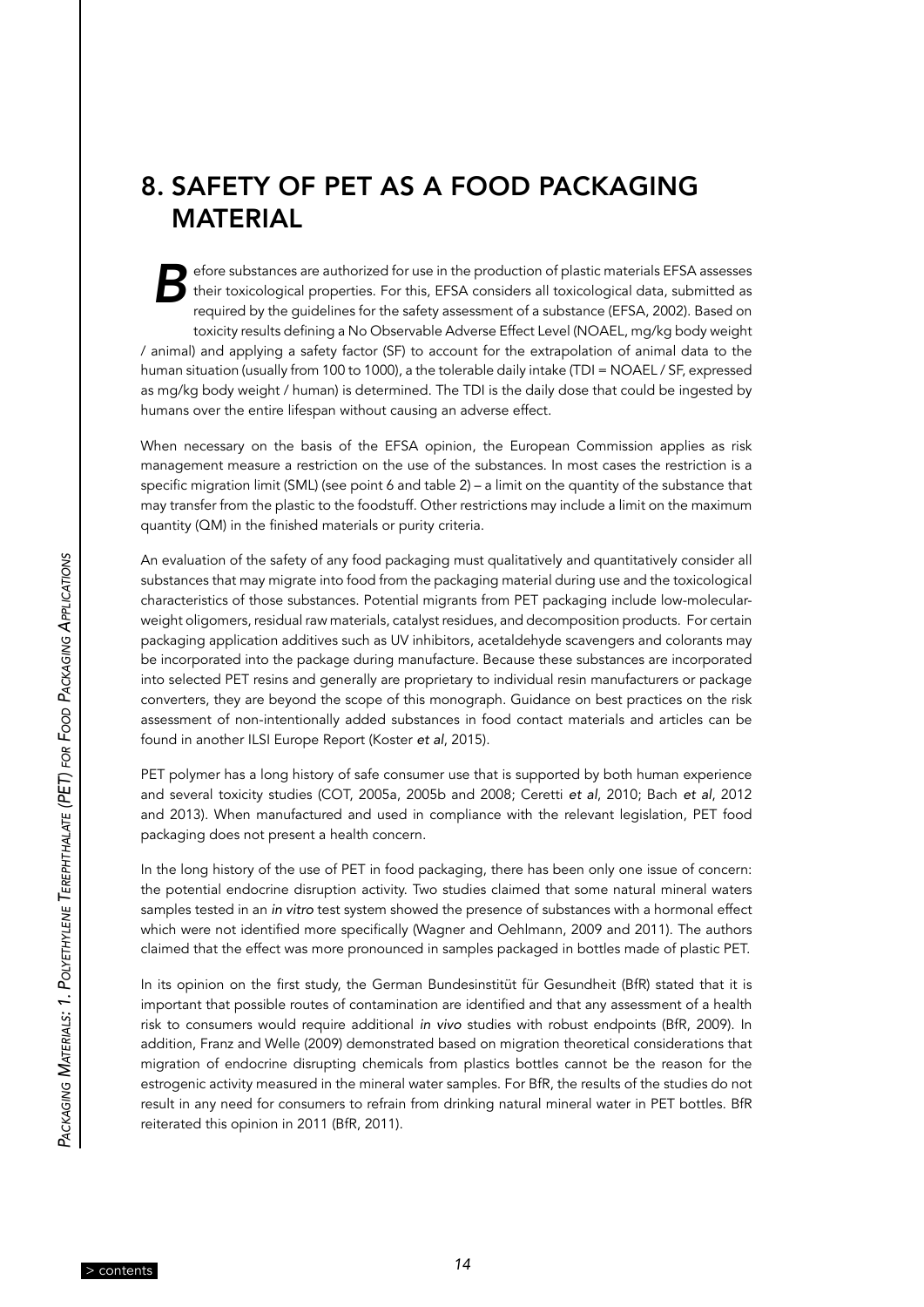# 8. SAFETY OF PET AS A FOOD PACKAGING MATERIAL

Before substances are authorized for use in the production of plastic materials EFSA assesses their toxicological properties. For this, EFSA considers all toxicological data, submitted as required by the guidelines for the safety assessment of a substance (EFSA, 2002). Based on toxicity results defining a No Observable Adverse Effect Level (NOAEL, mg/kg body weight / animal) and applying a safety factor (SF) to account for the extrapolation of animal data to the human situation (usually from 100 to 1000), a the tolerable daily intake (TDI = NOAEL / SF, expressed as mg/kg body weight / human) is determined. The TDI is the daily dose that could be ingested by humans over the entire lifespan without causing an adverse effect.

When necessary on the basis of the EFSA opinion, the European Commission applies as risk management measure a restriction on the use of the substances. In most cases the restriction is a specific migration limit (SML) (see point 6 and table 2) – a limit on the quantity of the substance that may transfer from the plastic to the foodstuff. Other restrictions may include a limit on the maximum quantity (QM) in the finished materials or purity criteria.

An evaluation of the safety of any food packaging must qualitatively and quantitatively consider all substances that may migrate into food from the packaging material during use and the toxicological characteristics of those substances. Potential migrants from PET packaging include low-molecular-weight oligomers, residual raw materials, catalyst residues, and decomposition products. For certain packaging application additives such as UV inhibitors, acetaldehyde scavengers and colorants may be incorporated into the package during manufacture. Because these substances are incorporated into selected PET resins and generally are proprietary to individual resin manufacturers or package converters, they are beyond the scope of this monograph. Guidance on best practices on the risk assessment of non-intentionally added substances in food contact materials and articles can be found in another ILSI Europe Report (Koster *et al*, 2015).

PET polymer has a long history of safe consumer use that is supported by both human experience and several toxicity studies (COT, 2005a, 2005b and 2008; Ceretti *et al*, 2010; Bach *et al*, 2012 and 2013). When manufactured and used in compliance with the relevant legislation, PET food packaging does not present a health concern.

In the long history of the use of PET in food packaging, there has been only one issue of concern: the potential endocrine disruption activity. Two studies claimed that some natural mineral waters samples tested in an *in vitro* test system showed the presence of substances with a hormonal effect which were not identified more specifically (Wagner and Oehlmann, 2009 and 2011). The authors claimed that the effect was more pronounced in samples packaged in bottles made of plastic PET.

In its opinion on the first study, the German Bundesinstitüt für Gesundheit (BfR) stated that it is important that possible routes of contamination are identified and that any assessment of a health risk to consumers would require additional *in vivo* studies with robust endpoints (BfR, 2009). In addition, Franz and Welle (2009) demonstrated based on migration theoretical considerations that migration of endocrine disrupting chemicals from plastics bottles cannot be the reason for the estrogenic activity measured in the mineral water samples. For BfR, the results of the studies do not result in any need for consumers to refrain from drinking natural mineral water in PET bottles. BfR reiterated this opinion in 2011 (BfR, 2011).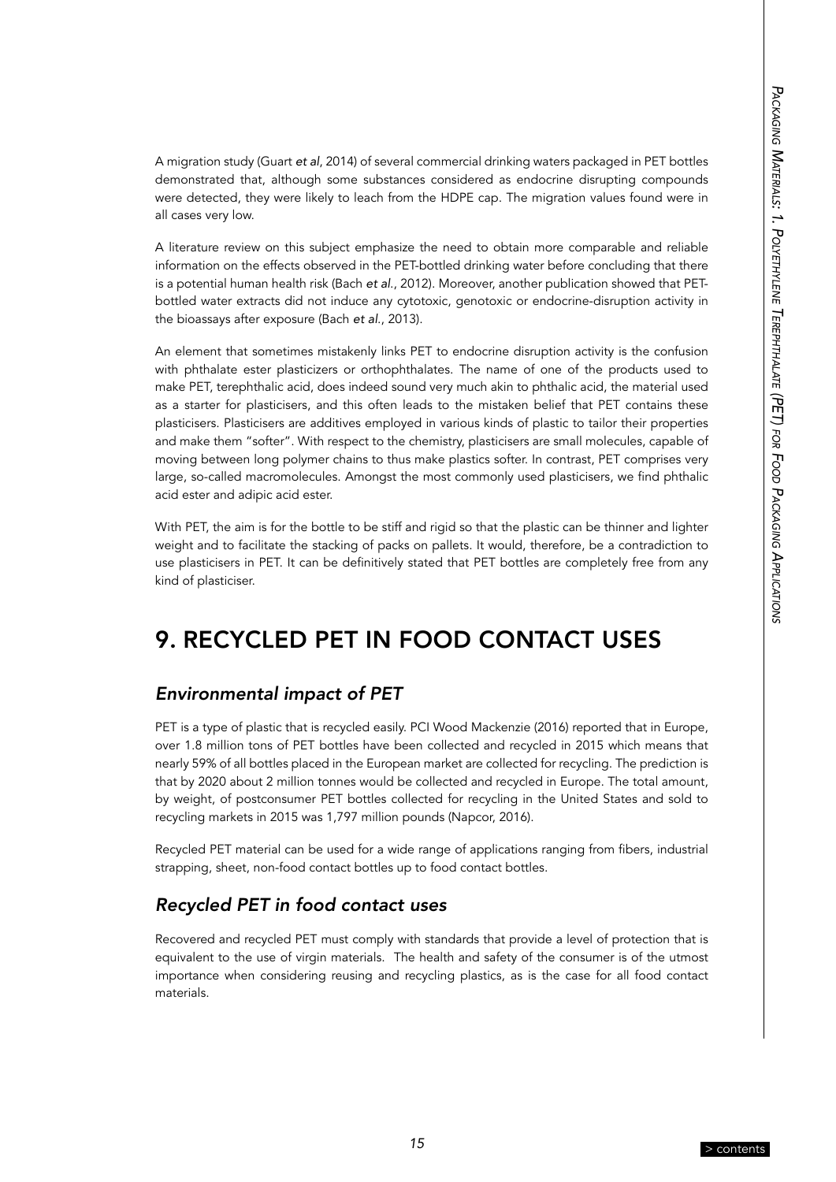A migration study (Guart *et al*, 2014) of several commercial drinking waters packaged in PET bottles demonstrated that, although some substances considered as endocrine disrupting compounds were detected, they were likely to leach from the HDPE cap. The migration values found were in all cases very low.

A literature review on this subject emphasize the need to obtain more comparable and reliable information on the effects observed in the PET-bottled drinking water before concluding that there is a potential human health risk (Bach *et al.*, 2012). Moreover, another publication showed that PET-bottled water extracts did not induce any cytotoxic, genotoxic or endocrine-disruption activity in the bioassays after exposure (Bach *et al.*, 2013).

An element that sometimes mistakenly links PET to endocrine disruption activity is the confusion with phthalate ester plasticizers or orthophthalates. The name of one of the products used to make PET, terephthalic acid, does indeed sound very much akin to phthalic acid, the material used as a starter for plasticisers, and this often leads to the mistaken belief that PET contains these plasticisers. Plasticisers are additives employed in various kinds of plastic to tailor their properties and make them "softer". With respect to the chemistry, plasticisers are small molecules, capable of moving between long polymer chains to thus make plastics softer. In contrast, PET comprises very large, so-called macromolecules. Amongst the most commonly used plasticisers, we find phthalic acid ester and adipic acid ester.

With PET, the aim is for the bottle to be stiff and rigid so that the plastic can be thinner and lighter weight and to facilitate the stacking of packs on pallets. It would, therefore, be a contradiction to use plasticisers in PET. It can be definitively stated that PET bottles are completely free from any kind of plasticiser.

# 9. RECYCLED PET IN FOOD CONTACT USES

## *Environmental impact of PET*

PET is a type of plastic that is recycled easily. PCI Wood Mackenzie (2016) reported that in Europe, over 1.8 million tons of PET bottles have been collected and recycled in 2015 which means that nearly 59% of all bottles placed in the European market are collected for recycling. The prediction is that by 2020 about 2 million tonnes would be collected and recycled in Europe. The total amount, by weight, of postconsumer PET bottles collected for recycling in the United States and sold to recycling markets in 2015 was 1,797 million pounds (Napcor, 2016).

Recycled PET material can be used for a wide range of applications ranging from fibers, industrial strapping, sheet, non-food contact bottles up to food contact bottles.

## *Recycled PET in food contact uses*

Recovered and recycled PET must comply with standards that provide a level of protection that is equivalent to the use of virgin materials. The health and safety of the consumer is of the utmost importance when considering reusing and recycling plastics, as is the case for all food contact materials.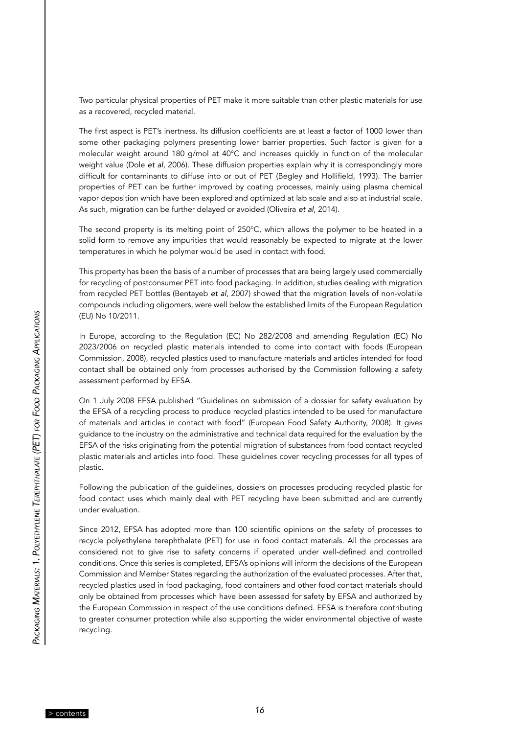Two particular physical properties of PET make it more suitable than other plastic materials for use as a recovered, recycled material.

The first aspect is PET's inertness. Its diffusion coefficients are at least a factor of 1000 lower than some other packaging polymers presenting lower barrier properties. Such factor is given for a molecular weight around 180 g/mol at 40°C and increases quickly in function of the molecular weight value (Dole *et al*, 2006). These diffusion properties explain why it is correspondingly more difficult for contaminants to diffuse into or out of PET (Begley and Hollifield, 1993). The barrier properties of PET can be further improved by coating processes, mainly using plasma chemical vapor deposition which have been explored and optimized at lab scale and also at industrial scale. As such, migration can be further delayed or avoided (Oliveira *et al*, 2014).

The second property is its melting point of 250°C, which allows the polymer to be heated in a solid form to remove any impurities that would reasonably be expected to migrate at the lower temperatures in which he polymer would be used in contact with food.

This property has been the basis of a number of processes that are being largely used commercially for recycling of postconsumer PET into food packaging. In addition, studies dealing with migration from recycled PET bottles (Bentayeb *et al*, 2007) showed that the migration levels of non-volatile compounds including oligomers, were well below the established limits of the European Regulation (EU) No 10/2011.

In Europe, according to the Regulation (EC) No 282/2008 and amending Regulation (EC) No 2023/2006 on recycled plastic materials intended to come into contact with foods (European Commission, 2008), recycled plastics used to manufacture materials and articles intended for food contact shall be obtained only from processes authorised by the Commission following a safety assessment performed by EFSA.

On 1 July 2008 EFSA published "Guidelines on submission of a dossier for safety evaluation by the EFSA of a recycling process to produce recycled plastics intended to be used for manufacture of materials and articles in contact with food" (European Food Safety Authority, 2008). It gives guidance to the industry on the administrative and technical data required for the evaluation by the EFSA of the risks originating from the potential migration of substances from food contact recycled plastic materials and articles into food. These guidelines cover recycling processes for all types of plastic.

Following the publication of the guidelines, dossiers on processes producing recycled plastic for food contact uses which mainly deal with PET recycling have been submitted and are currently under evaluation.

Since 2012, EFSA has adopted more than 100 scientific opinions on the safety of processes to recycle polyethylene terephthalate (PET) for use in food contact materials. All the processes are considered not to give rise to safety concerns if operated under well-defined and controlled conditions. Once this series is completed, EFSA's opinions will inform the decisions of the European Commission and Member States regarding the authorization of the evaluated processes. After that, recycled plastics used in food packaging, food containers and other food contact materials should only be obtained from processes which have been assessed for safety by EFSA and authorized by the European Commission in respect of the use conditions defined. EFSA is therefore contributing to greater consumer protection while also supporting the wider environmental objective of waste recycling.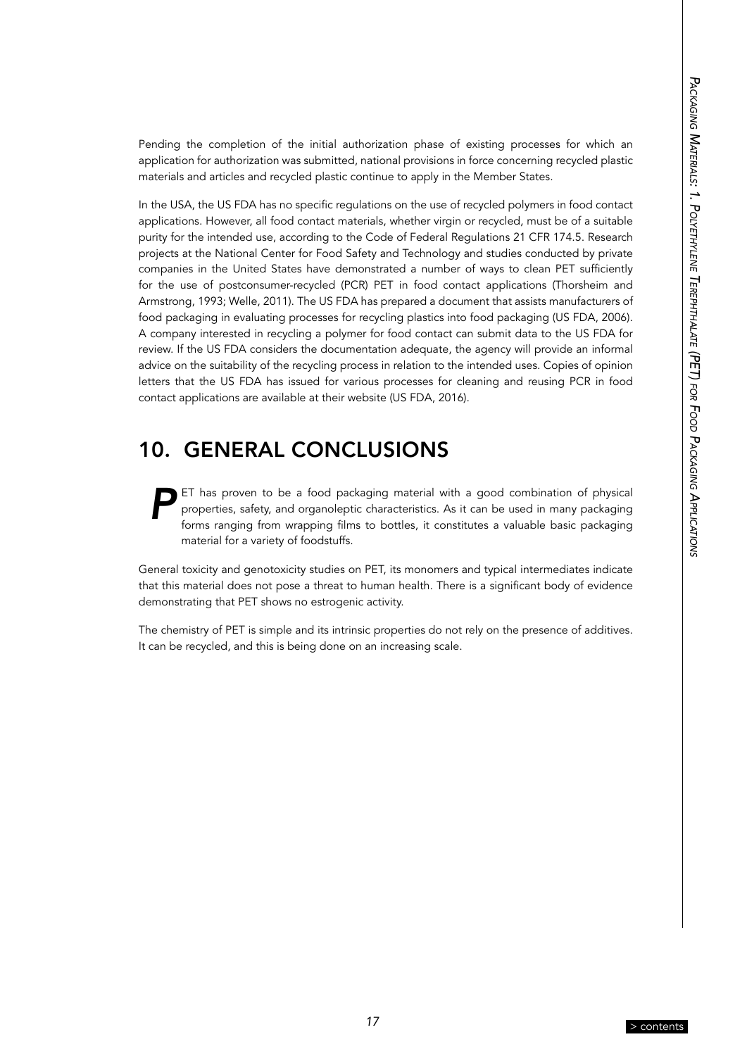Pending the completion of the initial authorization phase of existing processes for which an application for authorization was submitted, national provisions in force concerning recycled plastic materials and articles and recycled plastic continue to apply in the Member States.

In the USA, the US FDA has no specific regulations on the use of recycled polymers in food contact applications. However, all food contact materials, whether virgin or recycled, must be of a suitable purity for the intended use, according to the Code of Federal Regulations 21 CFR 174.5. Research projects at the National Center for Food Safety and Technology and studies conducted by private companies in the United States have demonstrated a number of ways to clean PET sufficiently for the use of postconsumer-recycled (PCR) PET in food contact applications (Thorsheim and Armstrong, 1993; Welle, 2011). The US FDA has prepared a document that assists manufacturers of food packaging in evaluating processes for recycling plastics into food packaging (US FDA, 2006). A company interested in recycling a polymer for food contact can submit data to the US FDA for review. If the US FDA considers the documentation adequate, the agency will provide an informal advice on the suitability of the recycling process in relation to the intended uses. Copies of opinion letters that the US FDA has issued for various processes for cleaning and reusing PCR in food contact applications are available at their website (US FDA, 2016).

## 10. GENERAL CONCLUSIONS

PET has proven to be a food packaging material with a good combination of physical properties, safety, and organoleptic characteristics. As it can be used in many packaging forms ranging from wrapping films to bottles, it constitutes a valuable basic packaging material for a variety of foodstuffs.

General toxicity and genotoxicity studies on PET, its monomers and typical intermediates indicate that this material does not pose a threat to human health. There is a significant body of evidence demonstrating that PET shows no estrogenic activity.

The chemistry of PET is simple and its intrinsic properties do not rely on the presence of additives. It can be recycled, and this is being done on an increasing scale.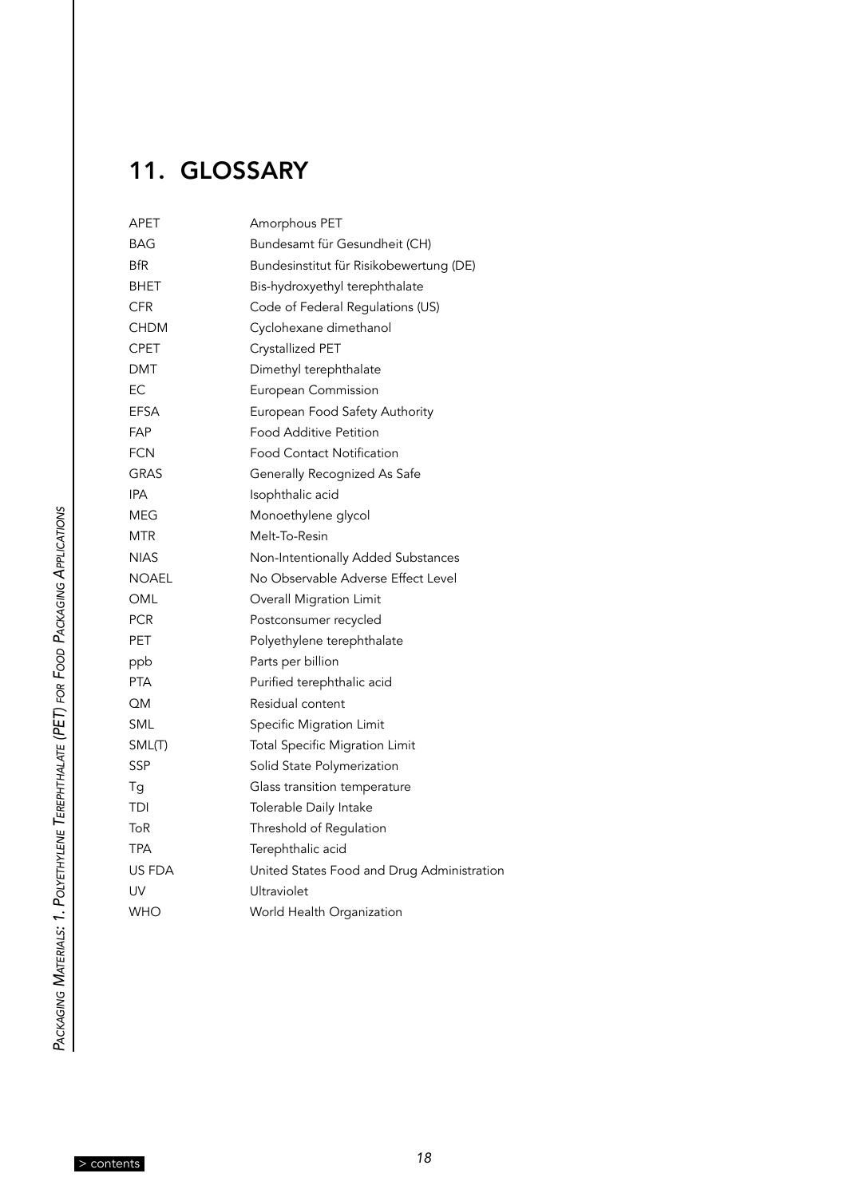## 11. GLOSSARY

| | |
|---|---|
| APET | Amorphous PET |
| BAG | Bundesamt für Gesundheit (CH) |
| BfR | Bundesinstitut für Risikobewertung (DE) |
| BHET | Bis-hydroxyethyl terephthalate |
| CFR | Code of Federal Regulations (US) |
| CHDM | Cyclohexane dimethanol |
| CPET | Crystallized PET |
| DMT | Dimethyl terephthalate |
| EC | European Commission |
| EFSA | European Food Safety Authority |
| FAP | Food Additive Petition |
| FCN | Food Contact Notification |
| GRAS | Generally Recognized As Safe |
| IPA | Isophthalic acid |
| MEG | Monoethylene glycol |
| MTR | Melt-To-Resin |
| NIAS | Non-Intentionally Added Substances |
| NOAEL | No Observable Adverse Effect Level |
| OML | Overall Migration Limit |
| PCR | Postconsumer recycled |
| PET | Polyethylene terephthalate |
| ppb | Parts per billion |
| PTA | Purified terephthalic acid |
| QM | Residual content |
| SML | Specific Migration Limit |
| SML(T) | Total Specific Migration Limit |
| SSP | Solid State Polymerization |
| Tg | Glass transition temperature |
| TDI | Tolerable Daily Intake |
| ToR | Threshold of Regulation |
| TPA | Terephthalic acid |
| US FDA | United States Food and Drug Administration |
| UV | Ultraviolet |
| WHO | World Health Organization |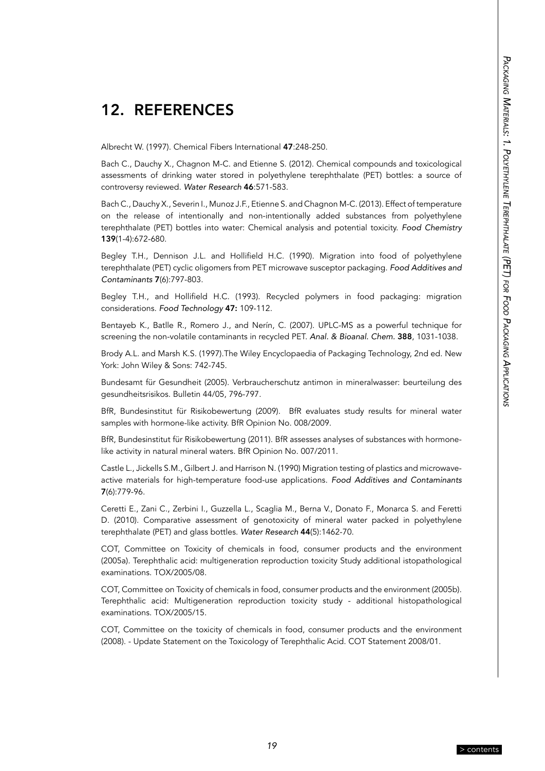## 12. REFERENCES

Albrecht W. (1997). Chemical Fibers International **47**:248-250.

Bach C., Dauchy X., Chagnon M-C. and Etienne S. (2012). Chemical compounds and toxicological assessments of drinking water stored in polyethylene terephthalate (PET) bottles: a source of controversy reviewed. *Water Research* **46**:571-583.

Bach C., Dauchy X., Severin I., Munoz J.F., Etienne S. and Chagnon M-C. (2013). Effect of temperature on the release of intentionally and non-intentionally added substances from polyethylene terephthalate (PET) bottles into water: Chemical analysis and potential toxicity. *Food Chemistry* **139**(1-4):672-680.

Begley T.H., Dennison J.L. and Hollifield H.C. (1990). Migration into food of polyethylene terephthalate (PET) cyclic oligomers from PET microwave susceptor packaging. *Food Additives and Contaminants* **7**(6):797-803.

Begley T.H., and Hollifield H.C. (1993). Recycled polymers in food packaging: migration considerations. *Food Technology* **47:** 109-112.

Bentayeb K., Batlle R., Romero J., and Nerín, C. (2007). UPLC-MS as a powerful technique for screening the non-volatile contaminants in recycled PET. *Anal. & Bioanal. Chem.* **388**, 1031-1038.

Brody A.L. and Marsh K.S. (1997).The Wiley Encyclopaedia of Packaging Technology, 2nd ed. New York: John Wiley & Sons: 742-745.

Bundesamt für Gesundheit (2005). Verbraucherschutz antimon in mineralwasser: beurteilung des gesundheitsrisikos. Bulletin 44/05, 796-797.

BfR, Bundesinstitut für Risikobewertung (2009). BfR evaluates study results for mineral water samples with hormone-like activity. BfR Opinion No. 008/2009.

BfR, Bundesinstitut für Risikobewertung (2011). BfR assesses analyses of substances with hormone-like activity in natural mineral waters. BfR Opinion No. 007/2011.

Castle L., Jickells S.M., Gilbert J. and Harrison N. (1990) Migration testing of plastics and microwave-active materials for high-temperature food-use applications. *Food Additives and Contaminants* **7**(6):779-96.

Ceretti E., Zani C., Zerbini I., Guzzella L., Scaglia M., Berna V., Donato F., Monarca S. and Feretti D. (2010). Comparative assessment of genotoxicity of mineral water packed in polyethylene terephthalate (PET) and glass bottles. *Water Research* **44**(5):1462-70.

COT, Committee on Toxicity of chemicals in food, consumer products and the environment (2005a). Terephthalic acid: multigeneration reproduction toxicity Study additional istopathological examinations. TOX/2005/08.

COT, Committee on Toxicity of chemicals in food, consumer products and the environment (2005b). Terephthalic acid: Multigeneration reproduction toxicity study - additional histopathological examinations. TOX/2005/15.

COT, Committee on the toxicity of chemicals in food, consumer products and the environment (2008). - Update Statement on the Toxicology of Terephthalic Acid. COT Statement 2008/01.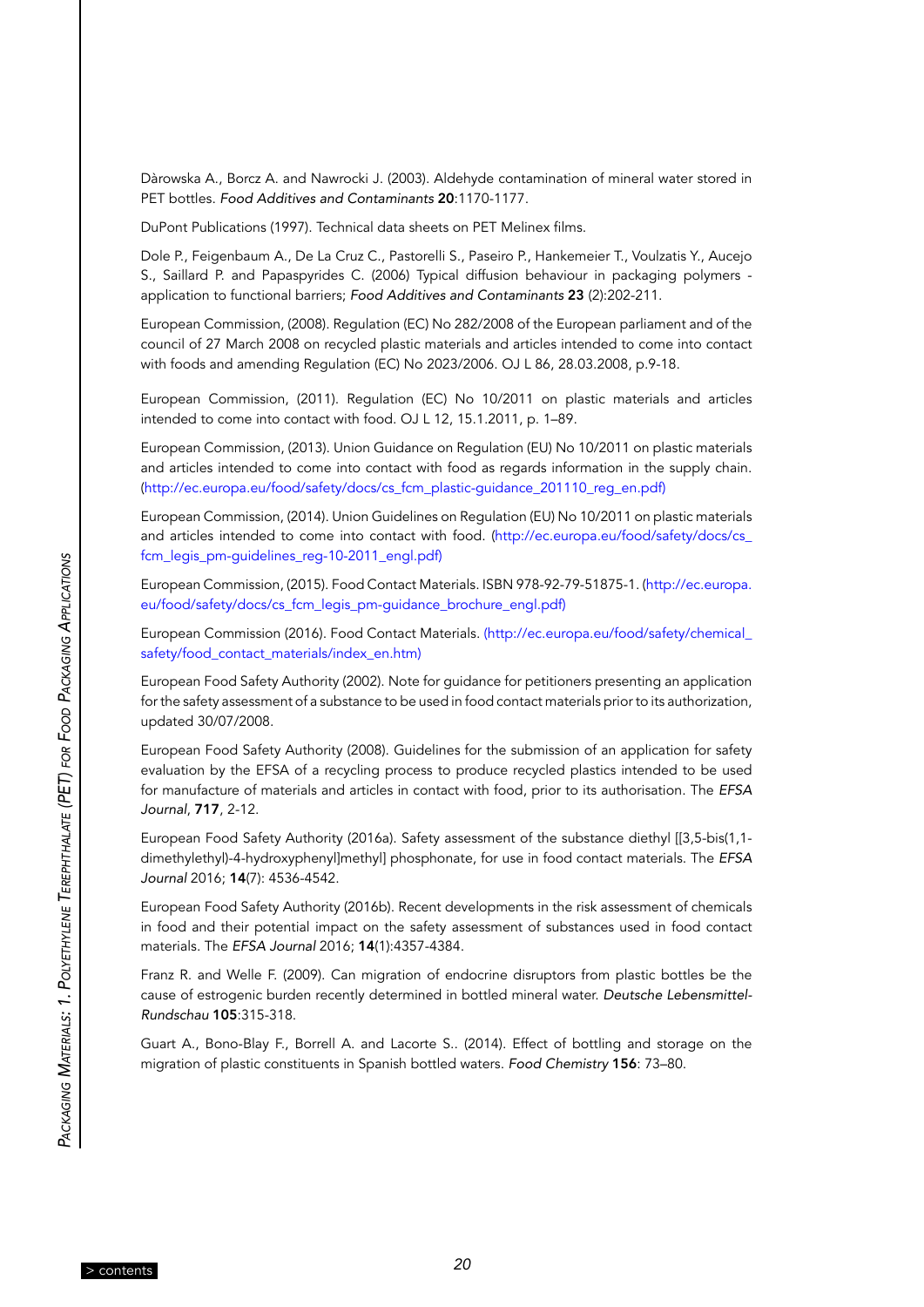Dàrowska A., Borcz A. and Nawrocki J. (2003). Aldehyde contamination of mineral water stored in PET bottles. *Food Additives and Contaminants* **20**:1170-1177.

DuPont Publications (1997). Technical data sheets on PET Melinex films.

Dole P., Feigenbaum A., De La Cruz C., Pastorelli S., Paseiro P., Hankemeier T., Voulzatis Y., Aucejo S., Saillard P. and Papaspyrides C. (2006) Typical diffusion behaviour in packaging polymers - application to functional barriers; *Food Additives and Contaminants* **23** (2):202-211.

European Commission, (2008). Regulation (EC) No 282/2008 of the European parliament and of the council of 27 March 2008 on recycled plastic materials and articles intended to come into contact with foods and amending Regulation (EC) No 2023/2006. OJ L 86, 28.03.2008, p.9-18.

European Commission, (2011). Regulation (EC) No 10/2011 on plastic materials and articles intended to come into contact with food. OJ L 12, 15.1.2011, p. 1–89.

European Commission, (2013). Union Guidance on Regulation (EU) No 10/2011 on plastic materials and articles intended to come into contact with food as regards information in the supply chain. (http://ec.europa.eu/food/safety/docs/cs_fcm_plastic-guidance_201110_reg_en.pdf)

European Commission, (2014). Union Guidelines on Regulation (EU) No 10/2011 on plastic materials and articles intended to come into contact with food. (http://ec.europa.eu/food/safety/docs/cs_fcm_legis_pm-guidelines_reg-10-2011_engl.pdf)

European Commission, (2015). Food Contact Materials. ISBN 978-92-79-51875-1. (http://ec.europa.eu/food/safety/docs/cs_fcm_legis_pm-guidance_brochure_engl.pdf)

European Commission (2016). Food Contact Materials. (http://ec.europa.eu/food/safety/chemical_safety/food_contact_materials/index_en.htm)

European Food Safety Authority (2002). Note for guidance for petitioners presenting an application for the safety assessment of a substance to be used in food contact materials prior to its authorization, updated 30/07/2008.

European Food Safety Authority (2008). Guidelines for the submission of an application for safety evaluation by the EFSA of a recycling process to produce recycled plastics intended to be used for manufacture of materials and articles in contact with food, prior to its authorisation. The *EFSA Journal*, **717**, 2-12.

European Food Safety Authority (2016a). Safety assessment of the substance diethyl [[3,5-bis(1,1-dimethylethyl)-4-hydroxyphenyl]methyl] phosphonate, for use in food contact materials. The *EFSA Journal* 2016; **14**(7): 4536-4542.

European Food Safety Authority (2016b). Recent developments in the risk assessment of chemicals in food and their potential impact on the safety assessment of substances used in food contact materials. The *EFSA Journal* 2016; **14**(1):4357-4384.

Franz R. and Welle F. (2009). Can migration of endocrine disruptors from plastic bottles be the cause of estrogenic burden recently determined in bottled mineral water. *Deutsche Lebensmittel-Rundschau* **105**:315-318.

Guart A., Bono-Blay F., Borrell A. and Lacorte S.. (2014). Effect of bottling and storage on the migration of plastic constituents in Spanish bottled waters. *Food Chemistry* **156**: 73–80.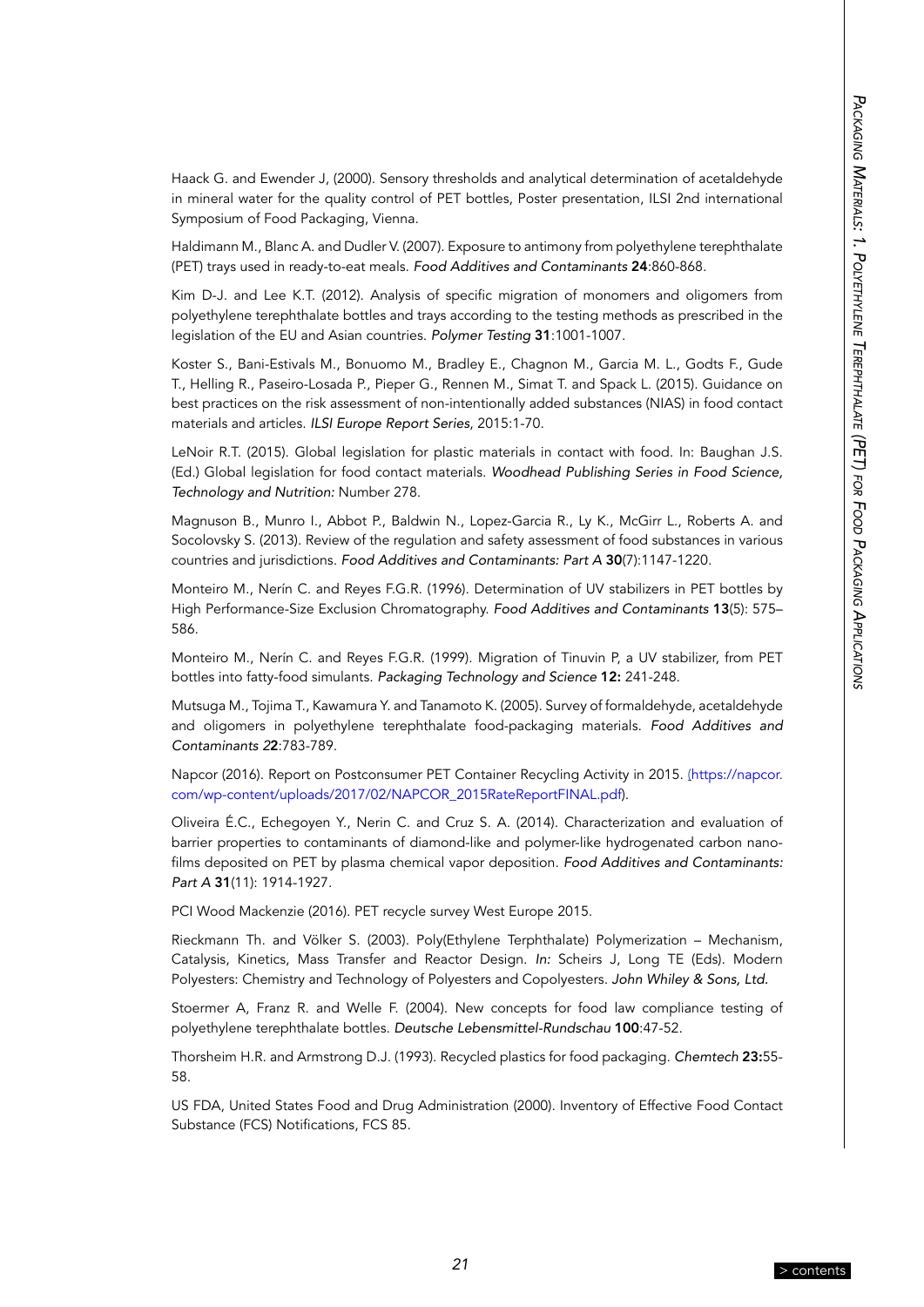Haack G. and Ewender J, (2000). Sensory thresholds and analytical determination of acetaldehyde in mineral water for the quality control of PET bottles, Poster presentation, ILSI 2nd international Symposium of Food Packaging, Vienna.

Haldimann M., Blanc A. and Dudler V. (2007). Exposure to antimony from polyethylene terephthalate (PET) trays used in ready-to-eat meals. *Food Additives and Contaminants* **24**:860-868.

Kim D-J. and Lee K.T. (2012). Analysis of specific migration of monomers and oligomers from polyethylene terephthalate bottles and trays according to the testing methods as prescribed in the legislation of the EU and Asian countries. *Polymer Testing* **31**:1001-1007.

Koster S., Bani-Estivals M., Bonuomo M., Bradley E., Chagnon M., Garcia M. L., Godts F., Gude T., Helling R., Paseiro-Losada P., Pieper G., Rennen M., Simat T. and Spack L. (2015). Guidance on best practices on the risk assessment of non-intentionally added substances (NIAS) in food contact materials and articles. *ILSI Europe Report Series*, 2015:1-70.

LeNoir R.T. (2015). Global legislation for plastic materials in contact with food. In: Baughan J.S. (Ed.) Global legislation for food contact materials. *Woodhead Publishing Series in Food Science, Technology and Nutrition:* Number 278.

Magnuson B., Munro I., Abbot P., Baldwin N., Lopez-Garcia R., Ly K., McGirr L., Roberts A. and Socolovsky S. (2013). Review of the regulation and safety assessment of food substances in various countries and jurisdictions. *Food Additives and Contaminants: Part A* **30**(7):1147-1220.

Monteiro M., Nerín C. and Reyes F.G.R. (1996). Determination of UV stabilizers in PET bottles by High Performance-Size Exclusion Chromatography. *Food Additives and Contaminants* **13**(5): 575–586.

Monteiro M., Nerín C. and Reyes F.G.R. (1999). Migration of Tinuvin P, a UV stabilizer, from PET bottles into fatty-food simulants. *Packaging Technology and Science* **12:** 241-248.

Mutsuga M., Tojima T., Kawamura Y. and Tanamoto K. (2005). Survey of formaldehyde, acetaldehyde and oligomers in polyethylene terephthalate food-packaging materials. *Food Additives and Contaminants 2***2**:783-789.

Napcor (2016). Report on Postconsumer PET Container Recycling Activity in 2015. (https://napcor.com/wp-content/uploads/2017/02/NAPCOR_2015RateReportFINAL.pdf).

Oliveira É.C., Echegoyen Y., Nerin C. and Cruz S. A. (2014). Characterization and evaluation of barrier properties to contaminants of diamond-like and polymer-like hydrogenated carbon nano-films deposited on PET by plasma chemical vapor deposition. *Food Additives and Contaminants: Part A* **31**(11): 1914-1927.

PCI Wood Mackenzie (2016). PET recycle survey West Europe 2015.

Rieckmann Th. and Völker S. (2003). Poly(Ethylene Terphthalate) Polymerization – Mechanism, Catalysis, Kinetics, Mass Transfer and Reactor Design. *In:* Scheirs J, Long TE (Eds). Modern Polyesters: Chemistry and Technology of Polyesters and Copolyesters. *John Whiley & Sons, Ltd.*

Stoermer A, Franz R. and Welle F. (2004). New concepts for food law compliance testing of polyethylene terephthalate bottles. *Deutsche Lebensmittel-Rundschau* **100**:47-52.

Thorsheim H.R. and Armstrong D.J. (1993). Recycled plastics for food packaging. *Chemtech* **23:**55-58.

US FDA, United States Food and Drug Administration (2000). Inventory of Effective Food Contact Substance (FCS) Notifications, FCS 85.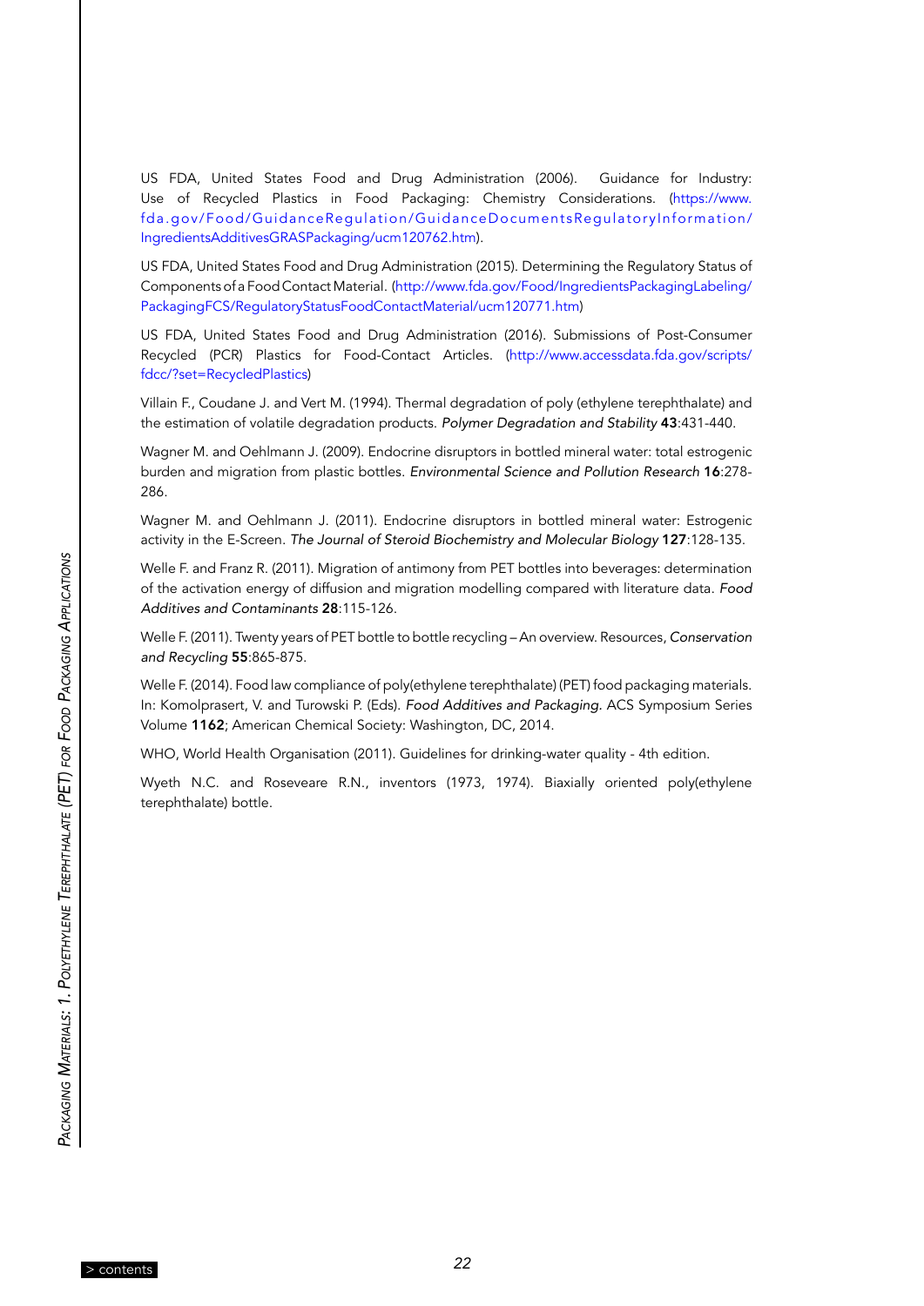US FDA, United States Food and Drug Administration (2006). Guidance for Industry: Use of Recycled Plastics in Food Packaging: Chemistry Considerations. (https://www.fda.gov/Food/GuidanceRegulation/GuidanceDocumentsRegulatoryInformation/IngredientsAdditivesGRASPackaging/ucm120762.htm).

US FDA, United States Food and Drug Administration (2015). Determining the Regulatory Status of Components of a Food Contact Material. (http://www.fda.gov/Food/IngredientsPackagingLabeling/PackagingFCS/RegulatoryStatusFoodContactMaterial/ucm120771.htm)

US FDA, United States Food and Drug Administration (2016). Submissions of Post-Consumer Recycled (PCR) Plastics for Food-Contact Articles. (http://www.accessdata.fda.gov/scripts/fdcc/?set=RecycledPlastics)

Villain F., Coudane J. and Vert M. (1994). Thermal degradation of poly (ethylene terephthalate) and the estimation of volatile degradation products. *Polymer Degradation and Stability* **43**:431-440.

Wagner M. and Oehlmann J. (2009). Endocrine disruptors in bottled mineral water: total estrogenic burden and migration from plastic bottles. *Environmental Science and Pollution Research* **16**:278-286.

Wagner M. and Oehlmann J. (2011). Endocrine disruptors in bottled mineral water: Estrogenic activity in the E-Screen. *The Journal of Steroid Biochemistry and Molecular Biology* **127**:128-135.

Welle F. and Franz R. (2011). Migration of antimony from PET bottles into beverages: determination of the activation energy of diffusion and migration modelling compared with literature data. *Food Additives and Contaminants* **28**:115-126.

Welle F. (2011). Twenty years of PET bottle to bottle recycling – An overview. Resources, *Conservation and Recycling* **55**:865-875.

Welle F. (2014). Food law compliance of poly(ethylene terephthalate) (PET) food packaging materials. In: Komolprasert, V. and Turowski P. (Eds). *Food Additives and Packaging.* ACS Symposium Series Volume **1162**; American Chemical Society: Washington, DC, 2014.

WHO, World Health Organisation (2011). Guidelines for drinking-water quality - 4th edition.

Wyeth N.C. and Roseveare R.N., inventors (1973, 1974). Biaxially oriented poly(ethylene terephthalate) bottle.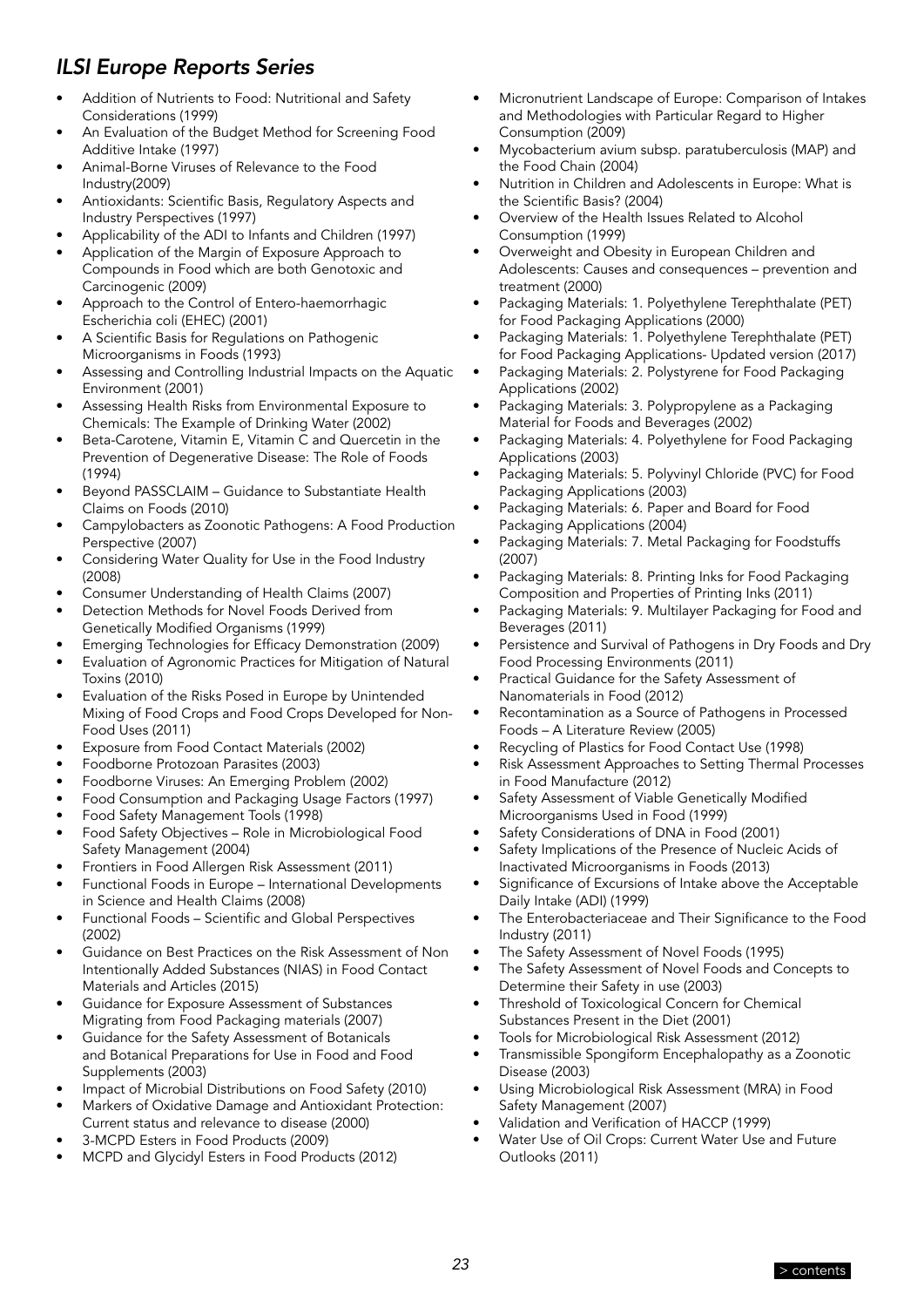## *ILSI Europe Reports Series*

- Addition of Nutrients to Food: Nutritional and Safety Considerations (1999)
- An Evaluation of the Budget Method for Screening Food Additive Intake (1997)
- Animal-Borne Viruses of Relevance to the Food Industry(2009)
- Antioxidants: Scientific Basis, Regulatory Aspects and Industry Perspectives (1997)
- Applicability of the ADI to Infants and Children (1997)
- Application of the Margin of Exposure Approach to Compounds in Food which are both Genotoxic and Carcinogenic (2009)
- Approach to the Control of Entero-haemorrhagic Escherichia coli (EHEC) (2001)
- A Scientific Basis for Regulations on Pathogenic Microorganisms in Foods (1993)
- Assessing and Controlling Industrial Impacts on the Aquatic Environment (2001)
- Assessing Health Risks from Environmental Exposure to Chemicals: The Example of Drinking Water (2002)
- Beta-Carotene, Vitamin E, Vitamin C and Quercetin in the Prevention of Degenerative Disease: The Role of Foods (1994)
- Beyond PASSCLAIM – Guidance to Substantiate Health Claims on Foods (2010)
- Campylobacters as Zoonotic Pathogens: A Food Production Perspective (2007)
- Considering Water Quality for Use in the Food Industry (2008)
- Consumer Understanding of Health Claims (2007)
- Detection Methods for Novel Foods Derived from Genetically Modified Organisms (1999)
- Emerging Technologies for Efficacy Demonstration (2009)
- Evaluation of Agronomic Practices for Mitigation of Natural Toxins (2010)
- Evaluation of the Risks Posed in Europe by Unintended Mixing of Food Crops and Food Crops Developed for Non-Food Uses (2011)
- Exposure from Food Contact Materials (2002)
- Foodborne Protozoan Parasites (2003)
- Foodborne Viruses: An Emerging Problem (2002)
- Food Consumption and Packaging Usage Factors (1997)
- Food Safety Management Tools (1998)
- Food Safety Objectives – Role in Microbiological Food Safety Management (2004)
- Frontiers in Food Allergen Risk Assessment (2011)
- Functional Foods in Europe – International Developments in Science and Health Claims (2008)
- Functional Foods – Scientific and Global Perspectives (2002)
- Guidance on Best Practices on the Risk Assessment of Non Intentionally Added Substances (NIAS) in Food Contact Materials and Articles (2015)
- Guidance for Exposure Assessment of Substances Migrating from Food Packaging materials (2007)
- Guidance for the Safety Assessment of Botanicals and Botanical Preparations for Use in Food and Food Supplements (2003)
- Impact of Microbial Distributions on Food Safety (2010)
- Markers of Oxidative Damage and Antioxidant Protection: Current status and relevance to disease (2000)
- 3-MCPD Esters in Food Products (2009)
- MCPD and Glycidyl Esters in Food Products (2012)
- Micronutrient Landscape of Europe: Comparison of Intakes and Methodologies with Particular Regard to Higher Consumption (2009)
- Mycobacterium avium subsp. paratuberculosis (MAP) and the Food Chain (2004)
- Nutrition in Children and Adolescents in Europe: What is the Scientific Basis? (2004)
- Overview of the Health Issues Related to Alcohol Consumption (1999)
- Overweight and Obesity in European Children and Adolescents: Causes and consequences – prevention and treatment (2000)
- Packaging Materials: 1. Polyethylene Terephthalate (PET) for Food Packaging Applications (2000)
- Packaging Materials: 1. Polyethylene Terephthalate (PET) for Food Packaging Applications- Updated version (2017)
- Packaging Materials: 2. Polystyrene for Food Packaging Applications (2002)
- Packaging Materials: 3. Polypropylene as a Packaging Material for Foods and Beverages (2002)
- Packaging Materials: 4. Polyethylene for Food Packaging Applications (2003)
- Packaging Materials: 5. Polyvinyl Chloride (PVC) for Food Packaging Applications (2003)
- Packaging Materials: 6. Paper and Board for Food Packaging Applications (2004)
- Packaging Materials: 7. Metal Packaging for Foodstuffs (2007)
- Packaging Materials: 8. Printing Inks for Food Packaging Composition and Properties of Printing Inks (2011)
- Packaging Materials: 9. Multilayer Packaging for Food and Beverages (2011)
- Persistence and Survival of Pathogens in Dry Foods and Dry Food Processing Environments (2011)
- Practical Guidance for the Safety Assessment of Nanomaterials in Food (2012)
- Recontamination as a Source of Pathogens in Processed Foods – A Literature Review (2005)
- Recycling of Plastics for Food Contact Use (1998)
- Risk Assessment Approaches to Setting Thermal Processes in Food Manufacture (2012)
- Safety Assessment of Viable Genetically Modified Microorganisms Used in Food (1999)
- Safety Considerations of DNA in Food (2001)
- Safety Implications of the Presence of Nucleic Acids of Inactivated Microorganisms in Foods (2013)
- Significance of Excursions of Intake above the Acceptable Daily Intake (ADI) (1999)
- The Enterobacteriaceae and Their Significance to the Food Industry (2011)
- The Safety Assessment of Novel Foods (1995)
- The Safety Assessment of Novel Foods and Concepts to Determine their Safety in use (2003)
- Threshold of Toxicological Concern for Chemical Substances Present in the Diet (2001)
- Tools for Microbiological Risk Assessment (2012)
- Transmissible Spongiform Encephalopathy as a Zoonotic Disease (2003)
- Using Microbiological Risk Assessment (MRA) in Food Safety Management (2007)
- Validation and Verification of HACCP (1999)
- Water Use of Oil Crops: Current Water Use and Future Outlooks (2011)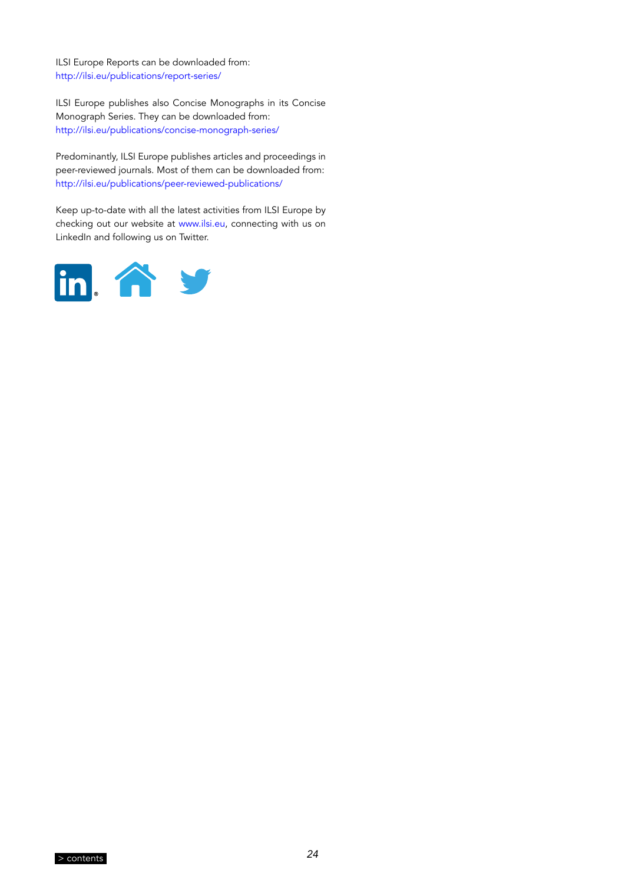ILSI Europe Reports can be downloaded from:
http://ilsi.eu/publications/report-series/

ILSI Europe publishes also Concise Monographs in its Concise Monograph Series. They can be downloaded from:
http://ilsi.eu/publications/concise-monograph-series/

Predominantly, ILSI Europe publishes articles and proceedings in peer-reviewed journals. Most of them can be downloaded from:
http://ilsi.eu/publications/peer-reviewed-publications/

Keep up-to-date with all the latest activities from ILSI Europe by checking out our website at www.ilsi.eu, connecting with us on LinkedIn and following us on Twitter.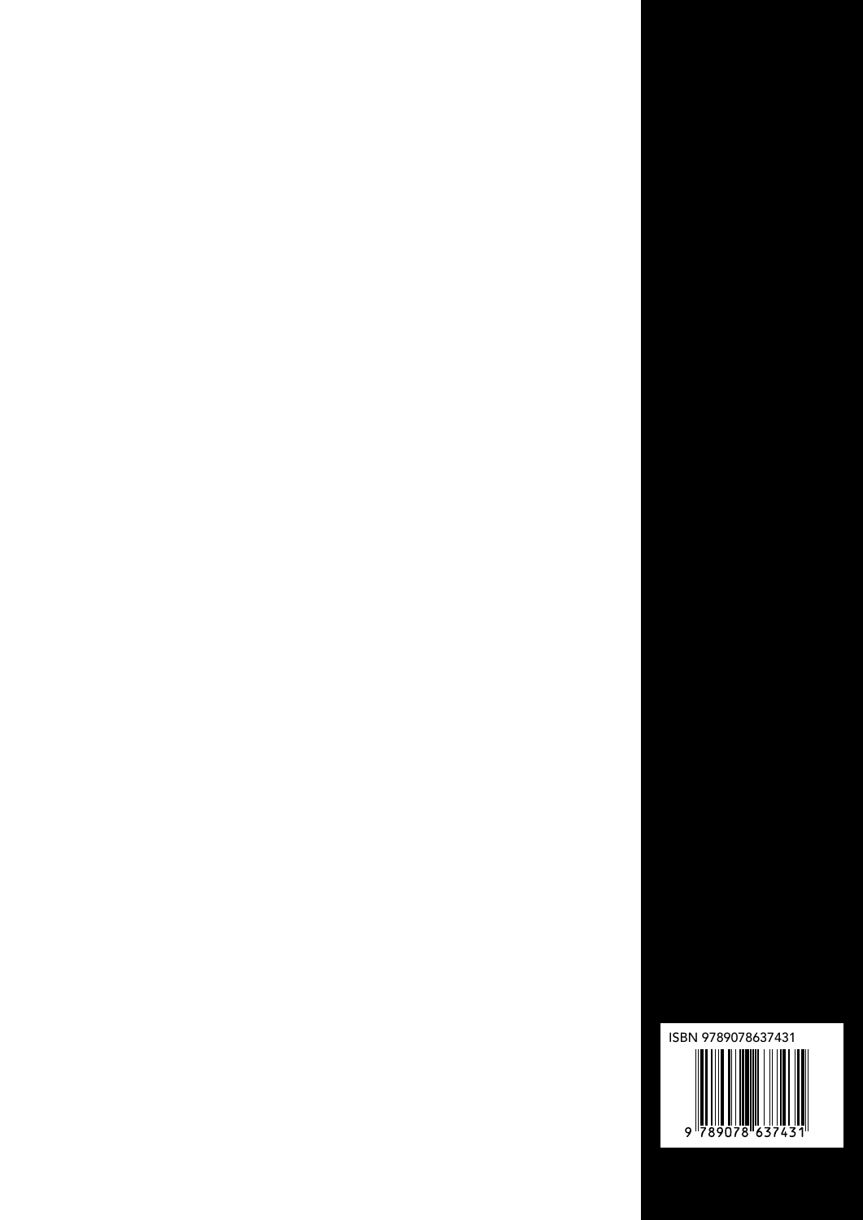ISBN 9789078637431

9 789078 637431